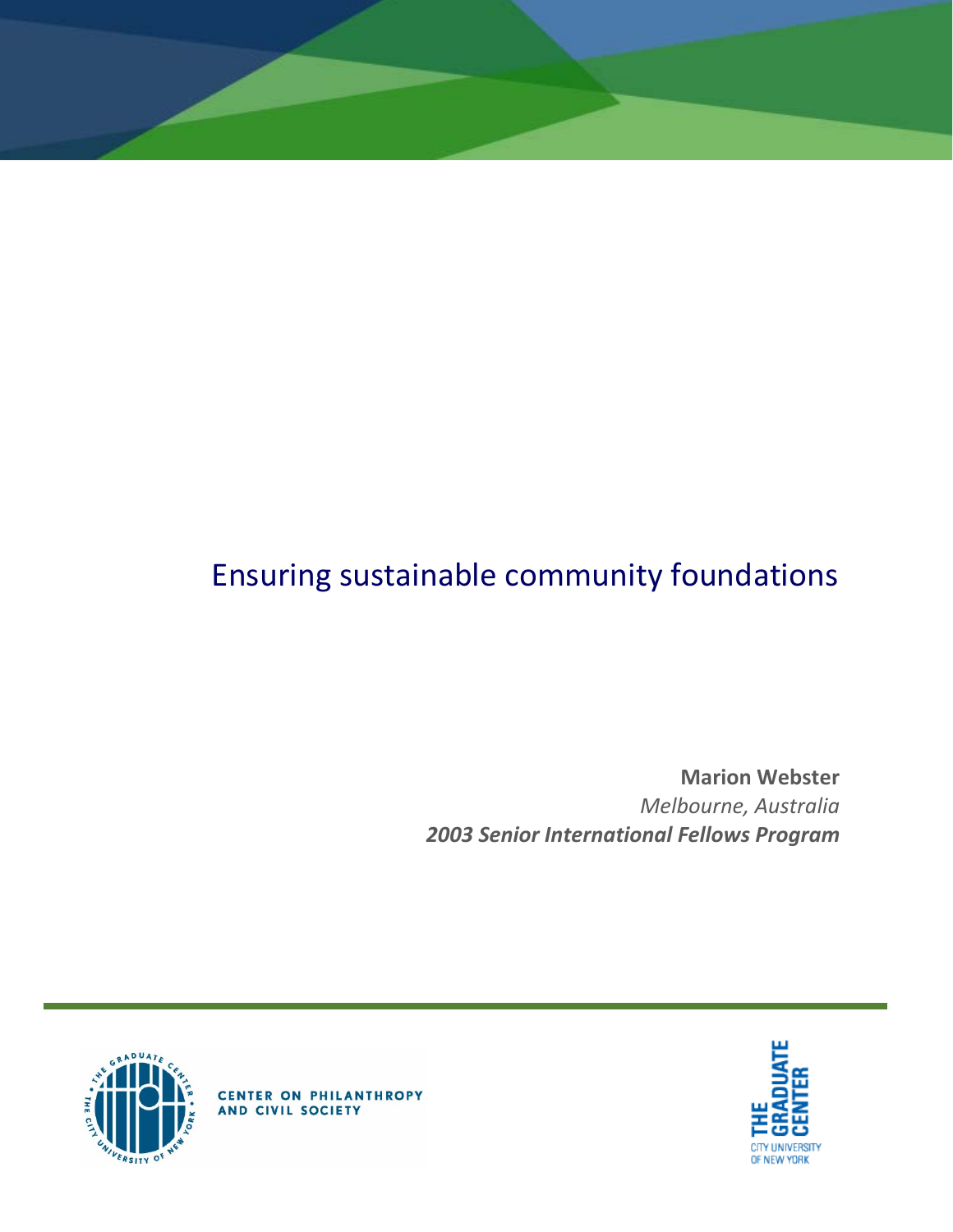# Ensuring sustainable community foundations

**Marion Webster**
*Melbourne, Australia*
***2003 Senior International Fellows Program***

CENTER ON PHILANTHROPY AND CIVIL SOCIETY

THE GRADUATE CENTER
CITY UNIVERSITY OF NEW YORK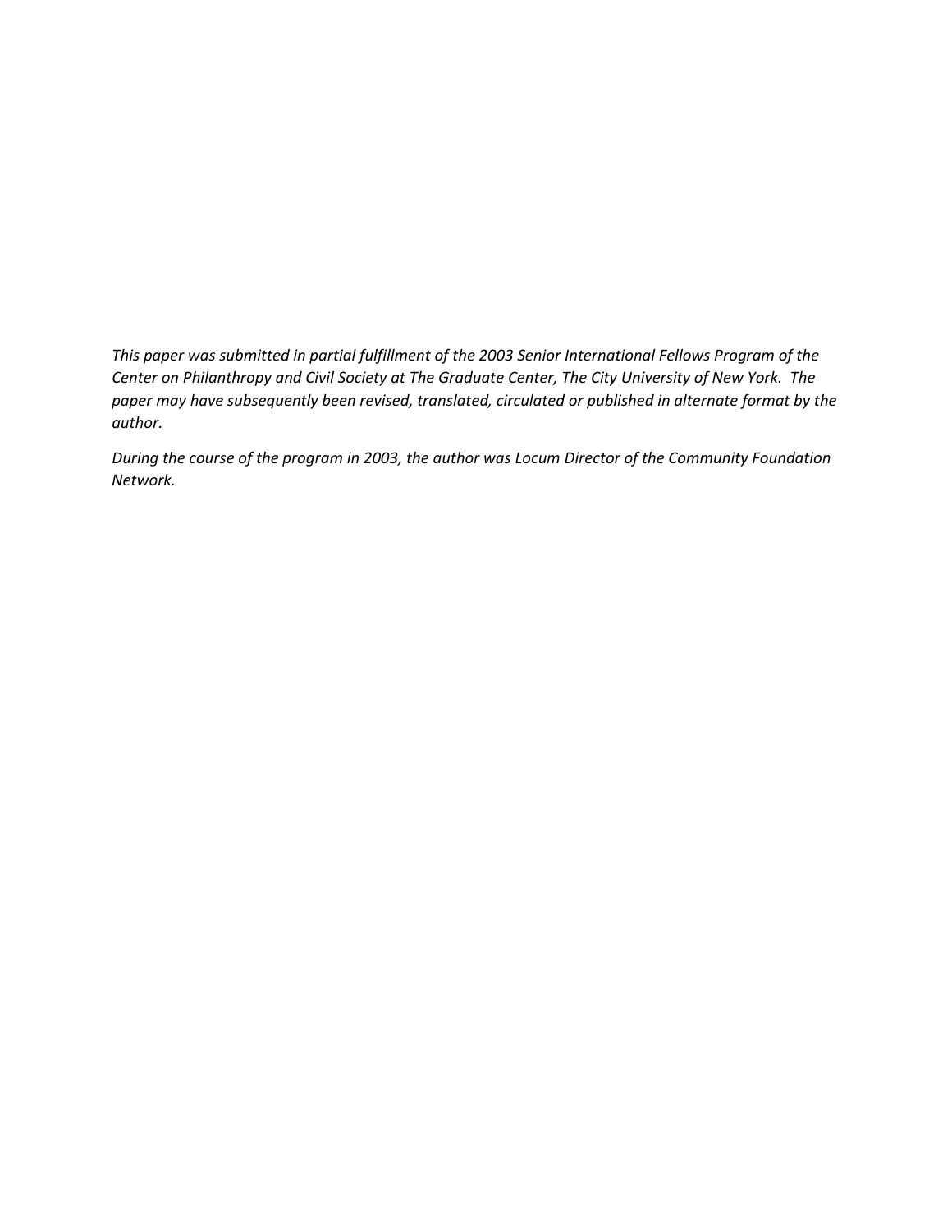*This paper was submitted in partial fulfillment of the 2003 Senior International Fellows Program of the Center on Philanthropy and Civil Society at The Graduate Center, The City University of New York. The paper may have subsequently been revised, translated, circulated or published in alternate format by the author.*

*During the course of the program in 2003, the author was Locum Director of the Community Foundation Network.*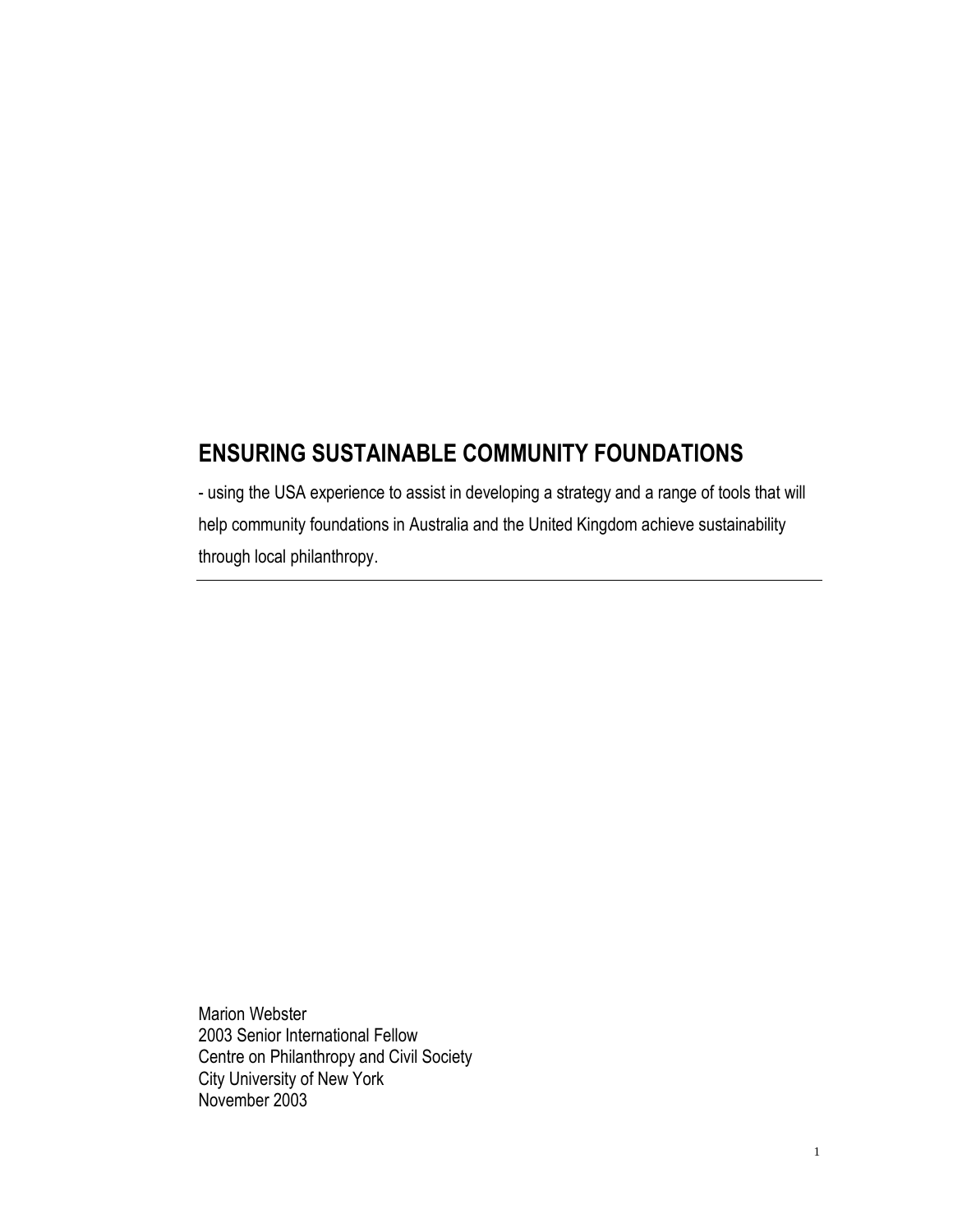# ENSURING SUSTAINABLE COMMUNITY FOUNDATIONS

- using the USA experience to assist in developing a strategy and a range of tools that will help community foundations in Australia and the United Kingdom achieve sustainability through local philanthropy.

---

Marion Webster
2003 Senior International Fellow
Centre on Philanthropy and Civil Society
City University of New York
November 2003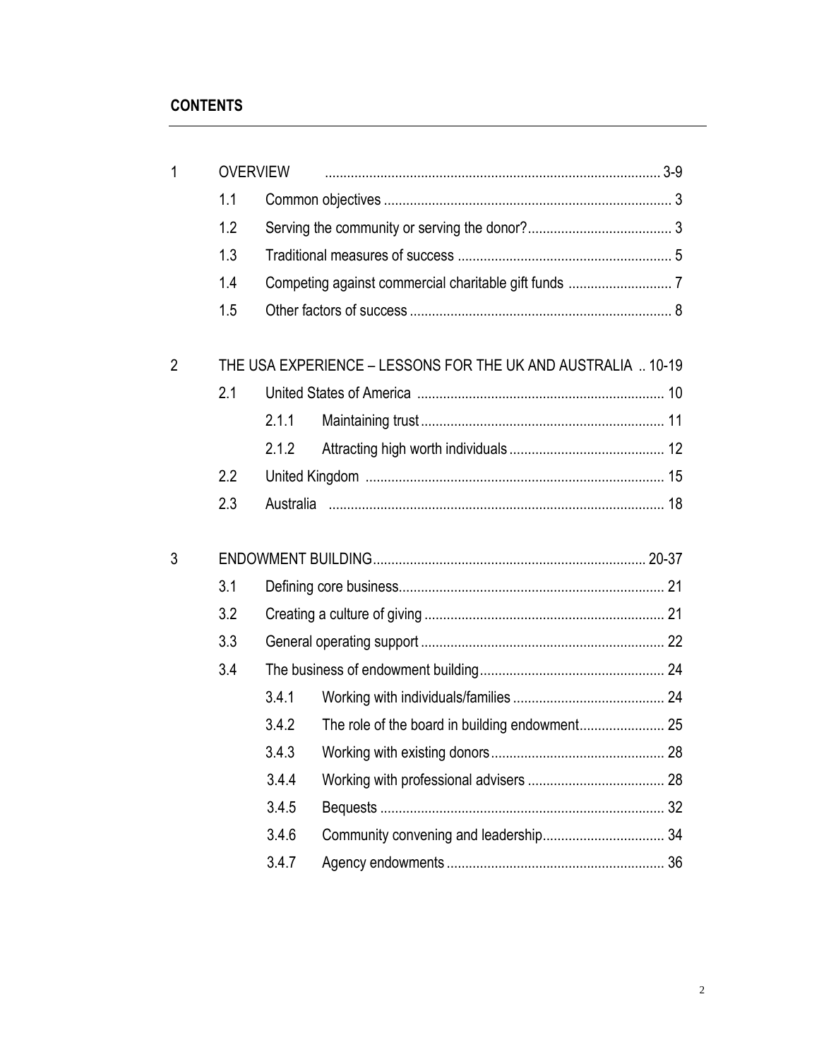**CONTENTS**

| | | | | |
|---|---|---|---|---|
| 1 | OVERVIEW | | | 3-9 |
| | 1.1 | Common objectives | | 3 |
| | 1.2 | Serving the community or serving the donor? | | 3 |
| | 1.3 | Traditional measures of success | | 5 |
| | 1.4 | Competing against commercial charitable gift funds | | 7 |
| | 1.5 | Other factors of success | | 8 |
| 2 | THE USA EXPERIENCE – LESSONS FOR THE UK AND AUSTRALIA | | | 10-19 |
| | 2.1 | United States of America | | 10 |
| | | 2.1.1 | Maintaining trust | 11 |
| | | 2.1.2 | Attracting high worth individuals | 12 |
| | 2.2 | United Kingdom | | 15 |
| | 2.3 | Australia | | 18 |
| 3 | ENDOWMENT BUILDING | | | 20-37 |
| | 3.1 | Defining core business | | 21 |
| | 3.2 | Creating a culture of giving | | 21 |
| | 3.3 | General operating support | | 22 |
| | 3.4 | The business of endowment building | | 24 |
| | | 3.4.1 | Working with individuals/families | 24 |
| | | 3.4.2 | The role of the board in building endowment | 25 |
| | | 3.4.3 | Working with existing donors | 28 |
| | | 3.4.4 | Working with professional advisers | 28 |
| | | 3.4.5 | Bequests | 32 |
| | | 3.4.6 | Community convening and leadership | 34 |
| | | 3.4.7 | Agency endowments | 36 |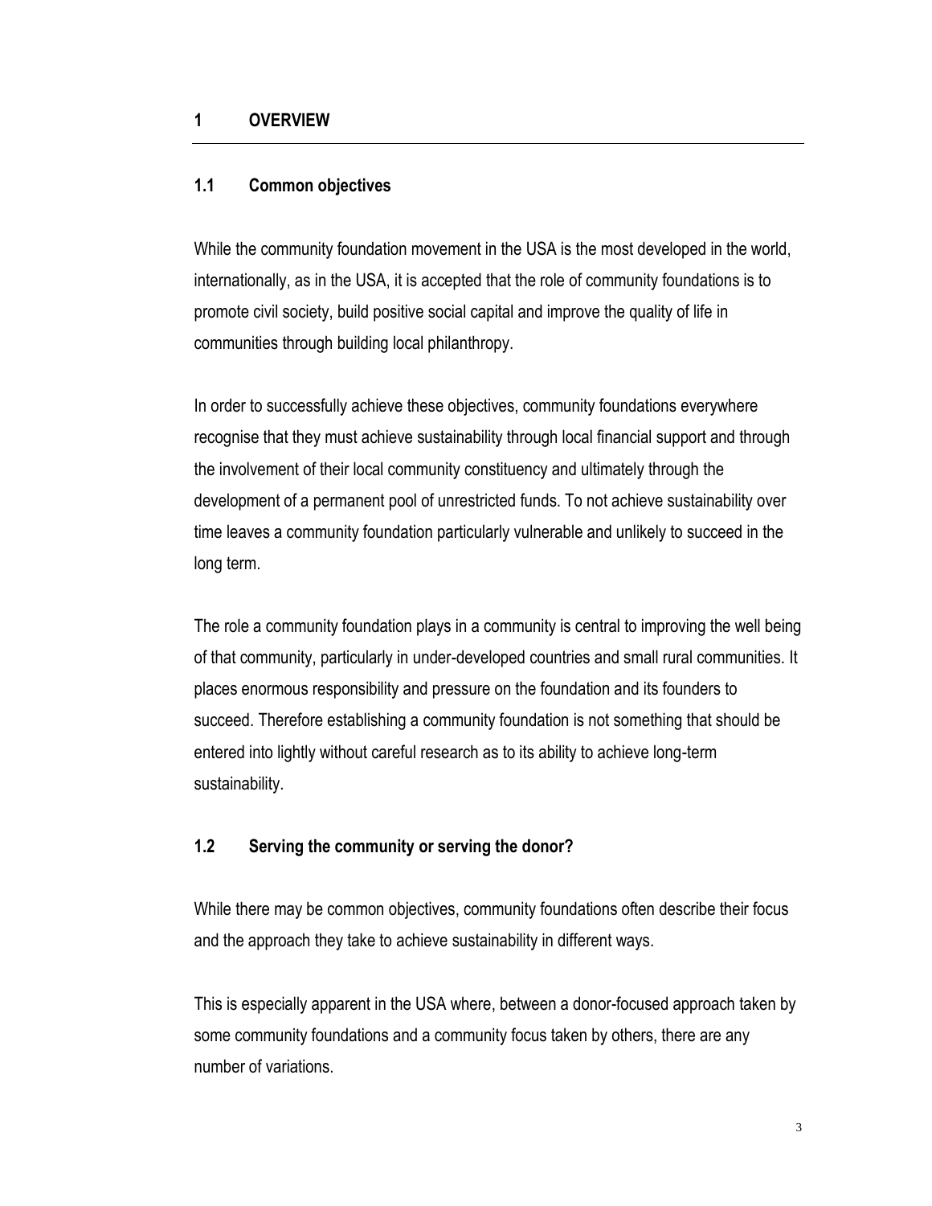# 1 OVERVIEW

## 1.1 Common objectives

While the community foundation movement in the USA is the most developed in the world, internationally, as in the USA, it is accepted that the role of community foundations is to promote civil society, build positive social capital and improve the quality of life in communities through building local philanthropy.

In order to successfully achieve these objectives, community foundations everywhere recognise that they must achieve sustainability through local financial support and through the involvement of their local community constituency and ultimately through the development of a permanent pool of unrestricted funds. To not achieve sustainability over time leaves a community foundation particularly vulnerable and unlikely to succeed in the long term.

The role a community foundation plays in a community is central to improving the well being of that community, particularly in under-developed countries and small rural communities. It places enormous responsibility and pressure on the foundation and its founders to succeed. Therefore establishing a community foundation is not something that should be entered into lightly without careful research as to its ability to achieve long-term sustainability.

## 1.2 Serving the community or serving the donor?

While there may be common objectives, community foundations often describe their focus and the approach they take to achieve sustainability in different ways.

This is especially apparent in the USA where, between a donor-focused approach taken by some community foundations and a community focus taken by others, there are any number of variations.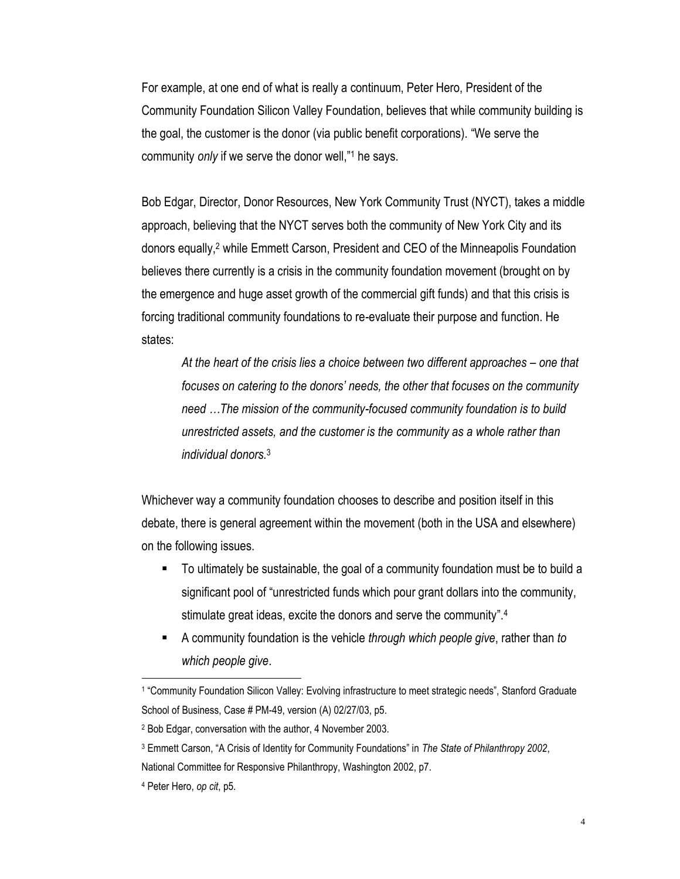For example, at one end of what is really a continuum, Peter Hero, President of the Community Foundation Silicon Valley Foundation, believes that while community building is the goal, the customer is the donor (via public benefit corporations). "We serve the community *only* if we serve the donor well,"[1] he says.

Bob Edgar, Director, Donor Resources, New York Community Trust (NYCT), takes a middle approach, believing that the NYCT serves both the community of New York City and its donors equally,[2] while Emmett Carson, President and CEO of the Minneapolis Foundation believes there currently is a crisis in the community foundation movement (brought on by the emergence and huge asset growth of the commercial gift funds) and that this crisis is forcing traditional community foundations to re-evaluate their purpose and function. He states:

> *At the heart of the crisis lies a choice between two different approaches – one that focuses on catering to the donors' needs, the other that focuses on the community need …The mission of the community-focused community foundation is to build unrestricted assets, and the customer is the community as a whole rather than individual donors.*[3]

Whichever way a community foundation chooses to describe and position itself in this debate, there is general agreement within the movement (both in the USA and elsewhere) on the following issues.

- To ultimately be sustainable, the goal of a community foundation must be to build a significant pool of "unrestricted funds which pour grant dollars into the community, stimulate great ideas, excite the donors and serve the community".[4]
- A community foundation is the vehicle *through which people give*, rather than *to which people give*.

---

[1] "Community Foundation Silicon Valley: Evolving infrastructure to meet strategic needs", Stanford Graduate School of Business, Case # PM-49, version (A) 02/27/03, p5.

[2] Bob Edgar, conversation with the author, 4 November 2003.

[3] Emmett Carson, "A Crisis of Identity for Community Foundations" in *The State of Philanthropy 2002*, National Committee for Responsive Philanthropy, Washington 2002, p7.

[4] Peter Hero, *op cit*, p5.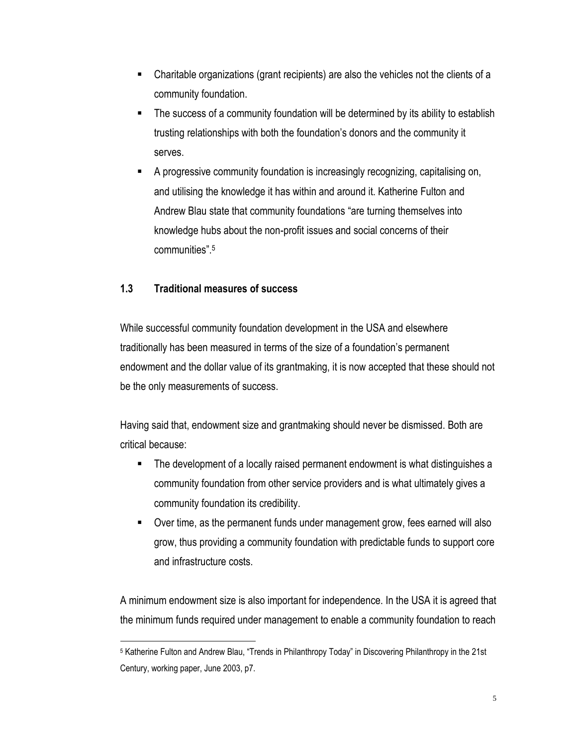- Charitable organizations (grant recipients) are also the vehicles not the clients of a community foundation.
- The success of a community foundation will be determined by its ability to establish trusting relationships with both the foundation's donors and the community it serves.
- A progressive community foundation is increasingly recognizing, capitalising on, and utilising the knowledge it has within and around it. Katherine Fulton and Andrew Blau state that community foundations "are turning themselves into knowledge hubs about the non-profit issues and social concerns of their communities".[5]

### 1.3 Traditional measures of success

While successful community foundation development in the USA and elsewhere traditionally has been measured in terms of the size of a foundation's permanent endowment and the dollar value of its grantmaking, it is now accepted that these should not be the only measurements of success.

Having said that, endowment size and grantmaking should never be dismissed. Both are critical because:

- The development of a locally raised permanent endowment is what distinguishes a community foundation from other service providers and is what ultimately gives a community foundation its credibility.
- Over time, as the permanent funds under management grow, fees earned will also grow, thus providing a community foundation with predictable funds to support core and infrastructure costs.

A minimum endowment size is also important for independence. In the USA it is agreed that the minimum funds required under management to enable a community foundation to reach

[5] Katherine Fulton and Andrew Blau, "Trends in Philanthropy Today" in Discovering Philanthropy in the 21st Century, working paper, June 2003, p7.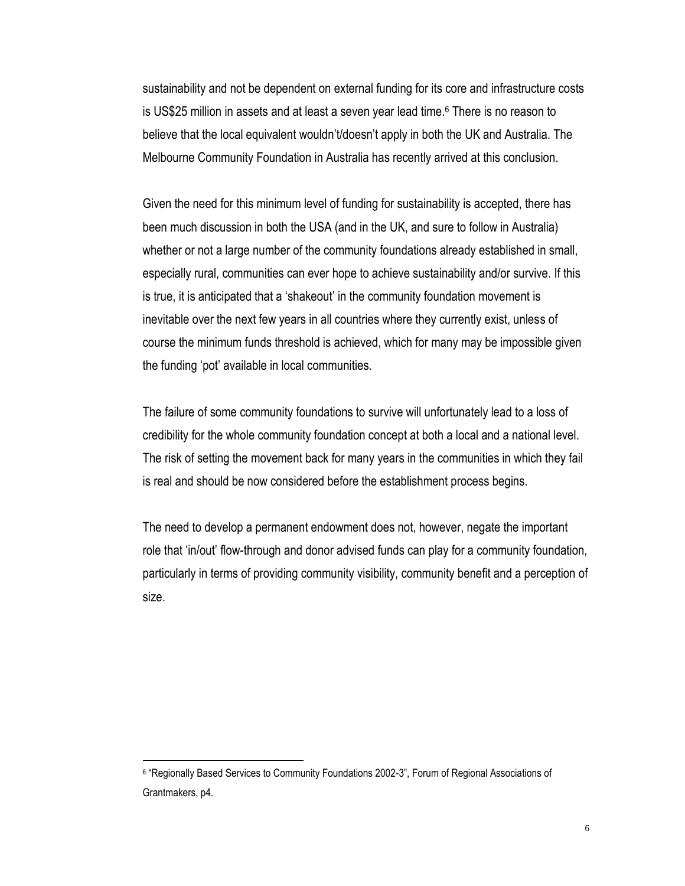sustainability and not be dependent on external funding for its core and infrastructure costs is US$25 million in assets and at least a seven year lead time.[6] There is no reason to believe that the local equivalent wouldn't/doesn't apply in both the UK and Australia. The Melbourne Community Foundation in Australia has recently arrived at this conclusion.

Given the need for this minimum level of funding for sustainability is accepted, there has been much discussion in both the USA (and in the UK, and sure to follow in Australia) whether or not a large number of the community foundations already established in small, especially rural, communities can ever hope to achieve sustainability and/or survive. If this is true, it is anticipated that a 'shakeout' in the community foundation movement is inevitable over the next few years in all countries where they currently exist, unless of course the minimum funds threshold is achieved, which for many may be impossible given the funding 'pot' available in local communities.

The failure of some community foundations to survive will unfortunately lead to a loss of credibility for the whole community foundation concept at both a local and a national level. The risk of setting the movement back for many years in the communities in which they fail is real and should be now considered before the establishment process begins.

The need to develop a permanent endowment does not, however, negate the important role that 'in/out' flow-through and donor advised funds can play for a community foundation, particularly in terms of providing community visibility, community benefit and a perception of size.

[6] "Regionally Based Services to Community Foundations 2002-3", Forum of Regional Associations of Grantmakers, p4.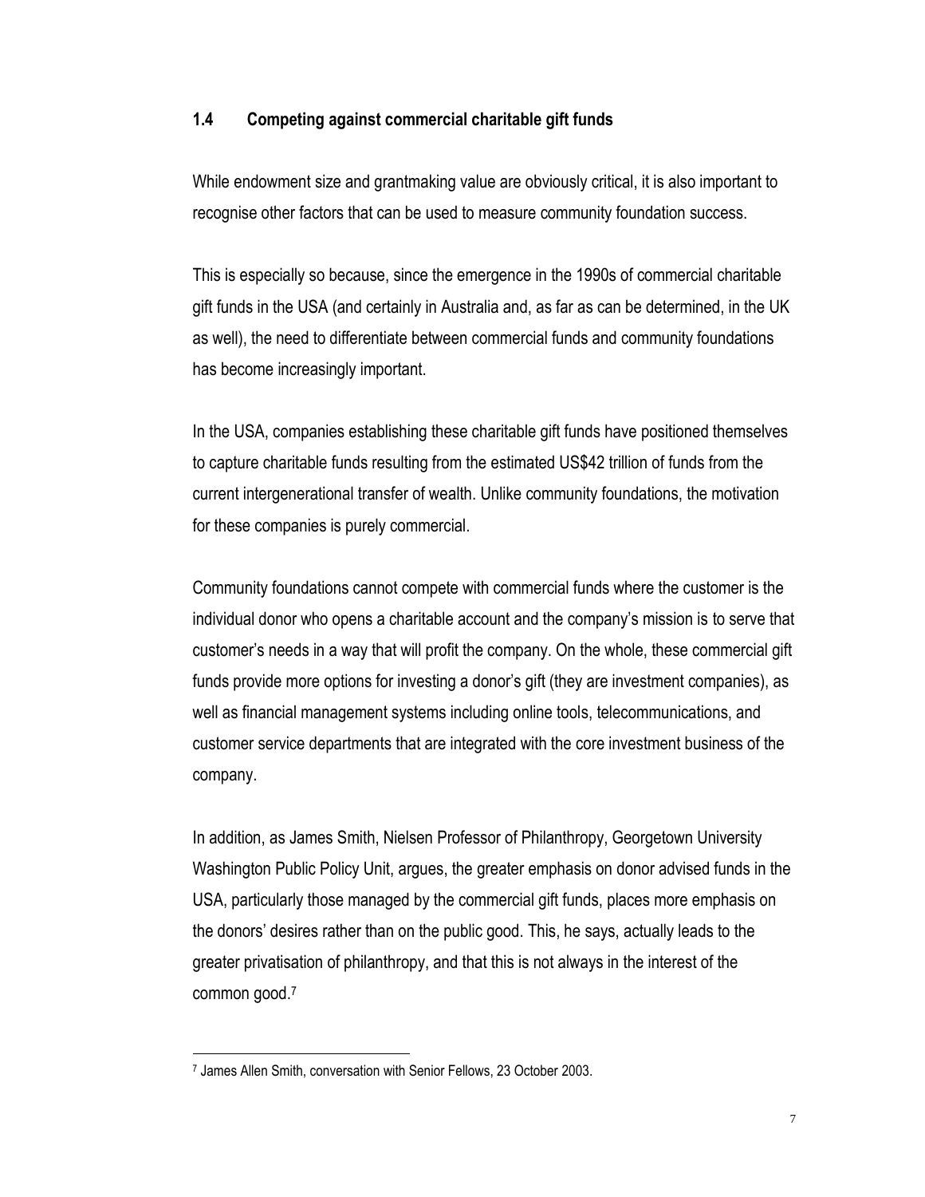## 1.4 Competing against commercial charitable gift funds

While endowment size and grantmaking value are obviously critical, it is also important to recognise other factors that can be used to measure community foundation success.

This is especially so because, since the emergence in the 1990s of commercial charitable gift funds in the USA (and certainly in Australia and, as far as can be determined, in the UK as well), the need to differentiate between commercial funds and community foundations has become increasingly important.

In the USA, companies establishing these charitable gift funds have positioned themselves to capture charitable funds resulting from the estimated US$42 trillion of funds from the current intergenerational transfer of wealth. Unlike community foundations, the motivation for these companies is purely commercial.

Community foundations cannot compete with commercial funds where the customer is the individual donor who opens a charitable account and the company's mission is to serve that customer's needs in a way that will profit the company. On the whole, these commercial gift funds provide more options for investing a donor's gift (they are investment companies), as well as financial management systems including online tools, telecommunications, and customer service departments that are integrated with the core investment business of the company.

In addition, as James Smith, Nielsen Professor of Philanthropy, Georgetown University Washington Public Policy Unit, argues, the greater emphasis on donor advised funds in the USA, particularly those managed by the commercial gift funds, places more emphasis on the donors' desires rather than on the public good. This, he says, actually leads to the greater privatisation of philanthropy, and that this is not always in the interest of the common good.[7]

---

[7] James Allen Smith, conversation with Senior Fellows, 23 October 2003.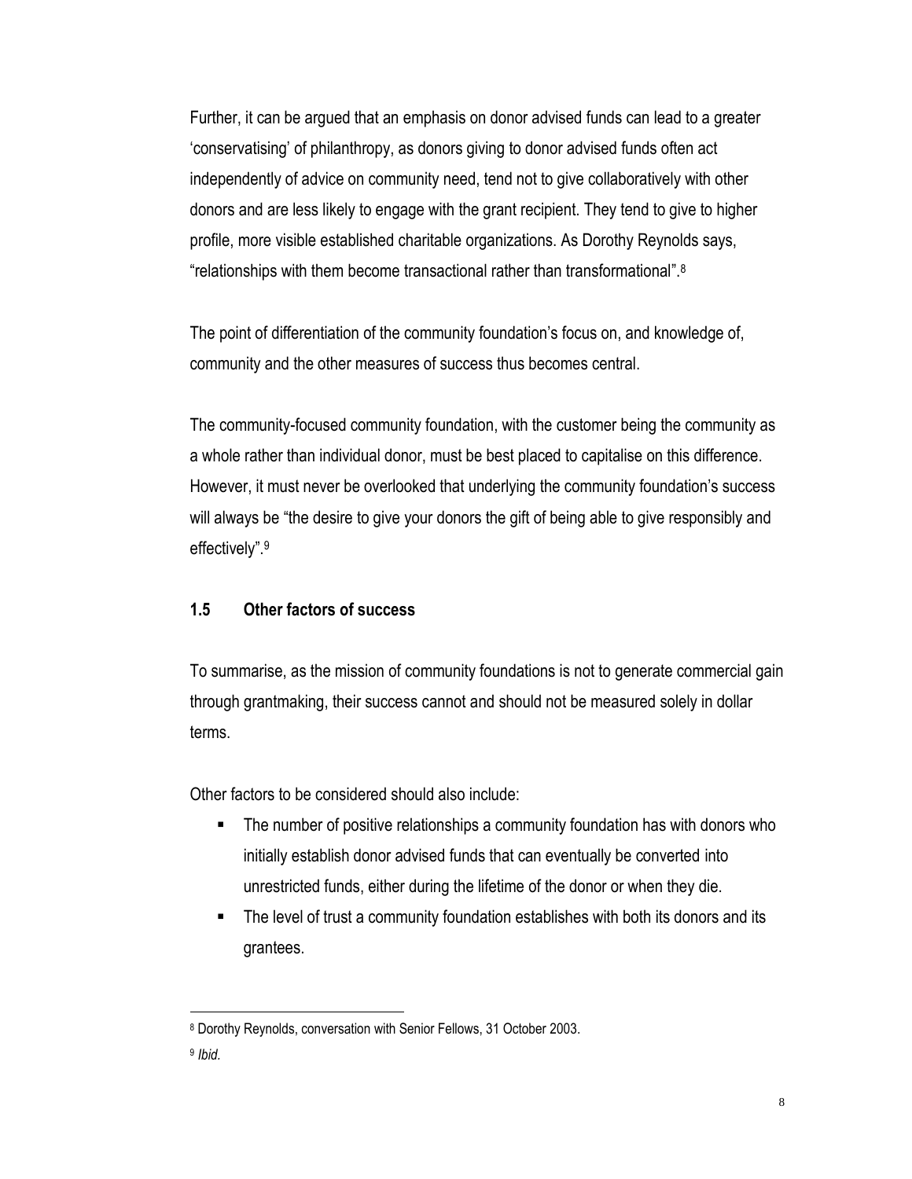Further, it can be argued that an emphasis on donor advised funds can lead to a greater 'conservatising' of philanthropy, as donors giving to donor advised funds often act independently of advice on community need, tend not to give collaboratively with other donors and are less likely to engage with the grant recipient. They tend to give to higher profile, more visible established charitable organizations. As Dorothy Reynolds says, "relationships with them become transactional rather than transformational".[8]

The point of differentiation of the community foundation's focus on, and knowledge of, community and the other measures of success thus becomes central.

The community-focused community foundation, with the customer being the community as a whole rather than individual donor, must be best placed to capitalise on this difference. However, it must never be overlooked that underlying the community foundation's success will always be "the desire to give your donors the gift of being able to give responsibly and effectively".[9]

### 1.5 Other factors of success

To summarise, as the mission of community foundations is not to generate commercial gain through grantmaking, their success cannot and should not be measured solely in dollar terms.

Other factors to be considered should also include:

- The number of positive relationships a community foundation has with donors who initially establish donor advised funds that can eventually be converted into unrestricted funds, either during the lifetime of the donor or when they die.
- The level of trust a community foundation establishes with both its donors and its grantees.

---

[8] Dorothy Reynolds, conversation with Senior Fellows, 31 October 2003.

[9] *Ibid.*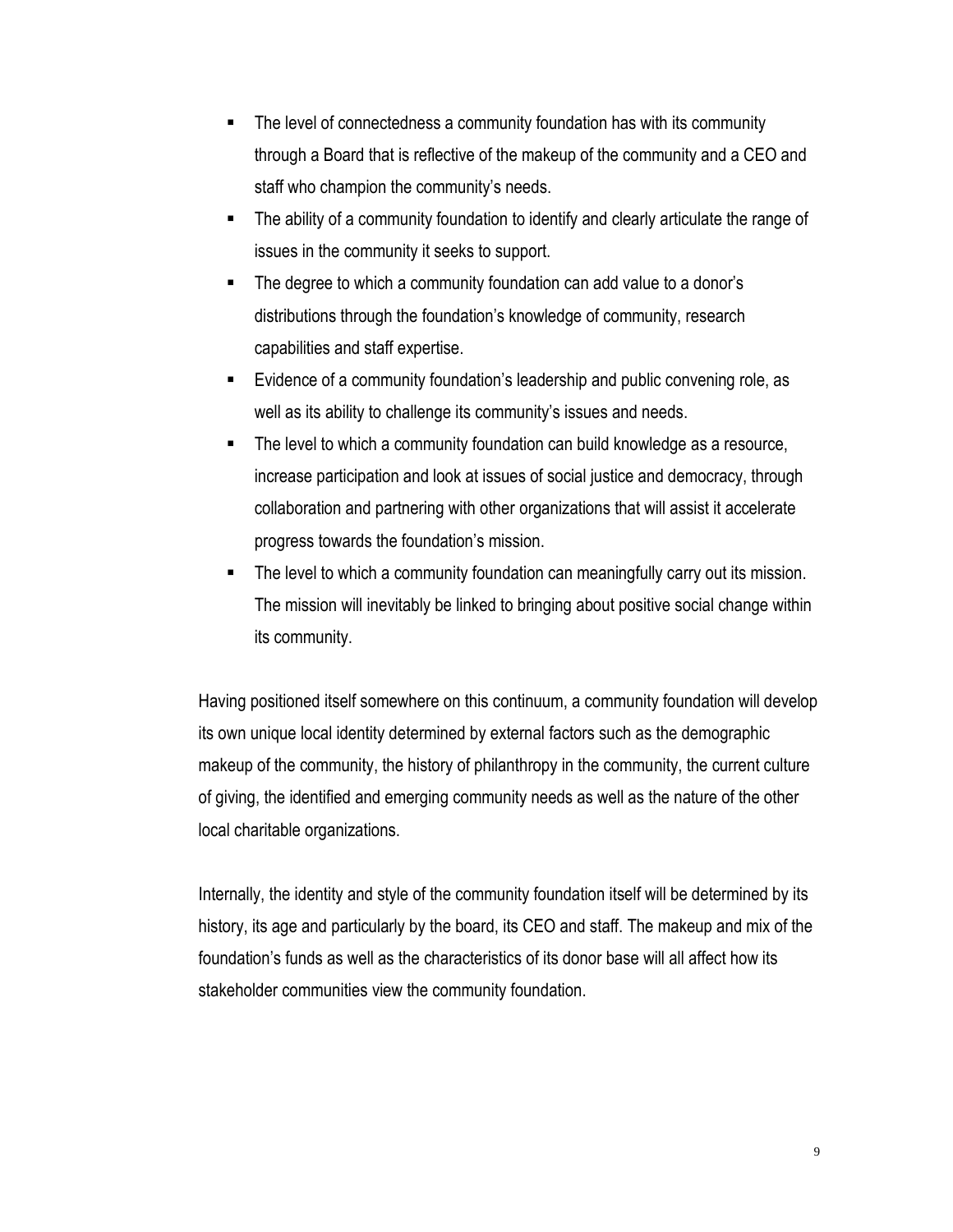- The level of connectedness a community foundation has with its community through a Board that is reflective of the makeup of the community and a CEO and staff who champion the community's needs.
- The ability of a community foundation to identify and clearly articulate the range of issues in the community it seeks to support.
- The degree to which a community foundation can add value to a donor's distributions through the foundation's knowledge of community, research capabilities and staff expertise.
- Evidence of a community foundation's leadership and public convening role, as well as its ability to challenge its community's issues and needs.
- The level to which a community foundation can build knowledge as a resource, increase participation and look at issues of social justice and democracy, through collaboration and partnering with other organizations that will assist it accelerate progress towards the foundation's mission.
- The level to which a community foundation can meaningfully carry out its mission. The mission will inevitably be linked to bringing about positive social change within its community.

Having positioned itself somewhere on this continuum, a community foundation will develop its own unique local identity determined by external factors such as the demographic makeup of the community, the history of philanthropy in the community, the current culture of giving, the identified and emerging community needs as well as the nature of the other local charitable organizations.

Internally, the identity and style of the community foundation itself will be determined by its history, its age and particularly by the board, its CEO and staff. The makeup and mix of the foundation's funds as well as the characteristics of its donor base will all affect how its stakeholder communities view the community foundation.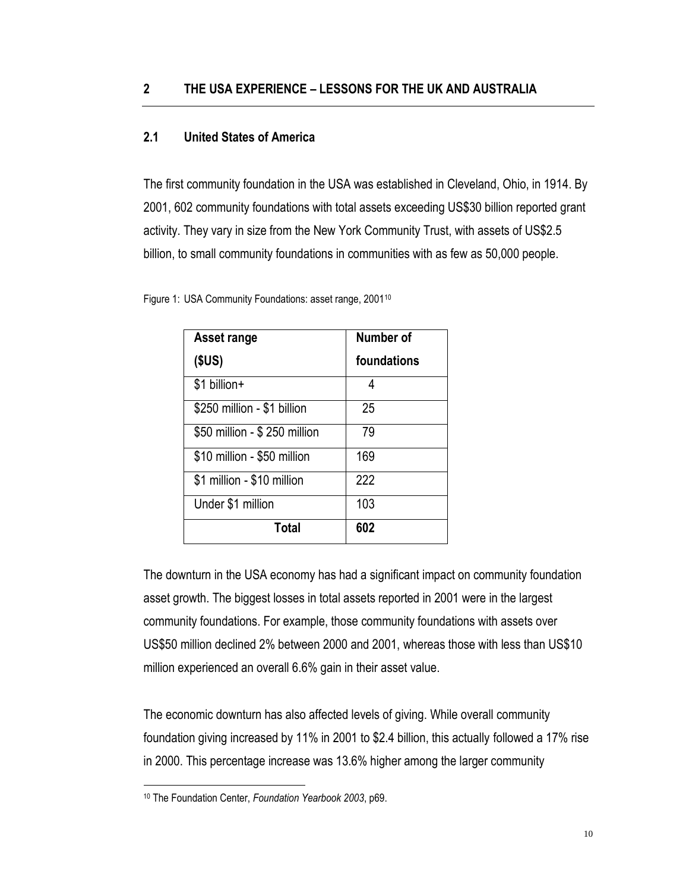## 2 THE USA EXPERIENCE – LESSONS FOR THE UK AND AUSTRALIA

### 2.1 United States of America

The first community foundation in the USA was established in Cleveland, Ohio, in 1914. By 2001, 602 community foundations with total assets exceeding US$30 billion reported grant activity. They vary in size from the New York Community Trust, with assets of US$2.5 billion, to small community foundations in communities with as few as 50,000 people.

Figure 1: USA Community Foundations: asset range, 2001[10]

| Asset range (\$US) | Number of foundations |
|---|---|
| $1 billion+ | 4 |
| $250 million - $1 billion | 25 |
| $50 million - $ 250 million | 79 |
| $10 million - $50 million | 169 |
| $1 million - $10 million | 222 |
| Under $1 million | 103 |
| **Total** | **602** |

The downturn in the USA economy has had a significant impact on community foundation asset growth. The biggest losses in total assets reported in 2001 were in the largest community foundations. For example, those community foundations with assets over US$50 million declined 2% between 2000 and 2001, whereas those with less than US$10 million experienced an overall 6.6% gain in their asset value.

The economic downturn has also affected levels of giving. While overall community foundation giving increased by 11% in 2001 to $2.4 billion, this actually followed a 17% rise in 2000. This percentage increase was 13.6% higher among the larger community

[10] The Foundation Center, *Foundation Yearbook 2003*, p69.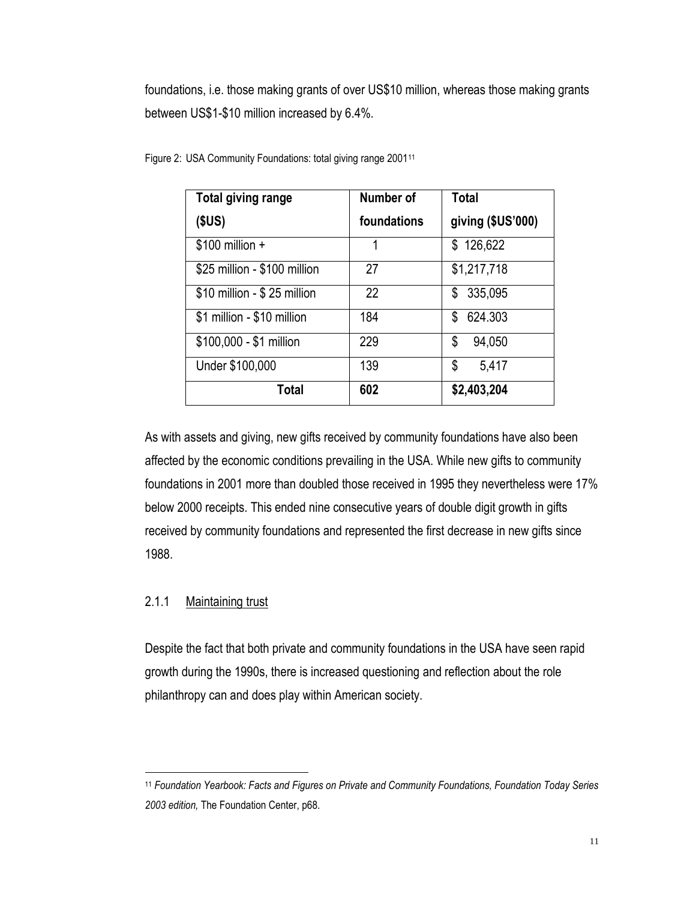foundations, i.e. those making grants of over US$10 million, whereas those making grants between US$1-$10 million increased by 6.4%.

Figure 2: USA Community Foundations: total giving range 2001[11]

| Total giving range ($US) | Number of foundations | Total giving ($US'000) |
|---|---|---|
| $100 million + | 1 | $ 126,622 |
| $25 million - $100 million | 27 | $1,217,718 |
| $10 million - $ 25 million | 22 | $ 335,095 |
| $1 million - $10 million | 184 | $ 624.303 |
| $100,000 - $1 million | 229 | $ 94,050 |
| Under $100,000 | 139 | $ 5,417 |
| **Total** | **602** | **$2,403,204** |

As with assets and giving, new gifts received by community foundations have also been affected by the economic conditions prevailing in the USA. While new gifts to community foundations in 2001 more than doubled those received in 1995 they nevertheless were 17% below 2000 receipts. This ended nine consecutive years of double digit growth in gifts received by community foundations and represented the first decrease in new gifts since 1988.

### 2.1.1 Maintaining trust

Despite the fact that both private and community foundations in the USA have seen rapid growth during the 1990s, there is increased questioning and reflection about the role philanthropy can and does play within American society.

---

[11] *Foundation Yearbook: Facts and Figures on Private and Community Foundations, Foundation Today Series 2003 edition,* The Foundation Center, p68.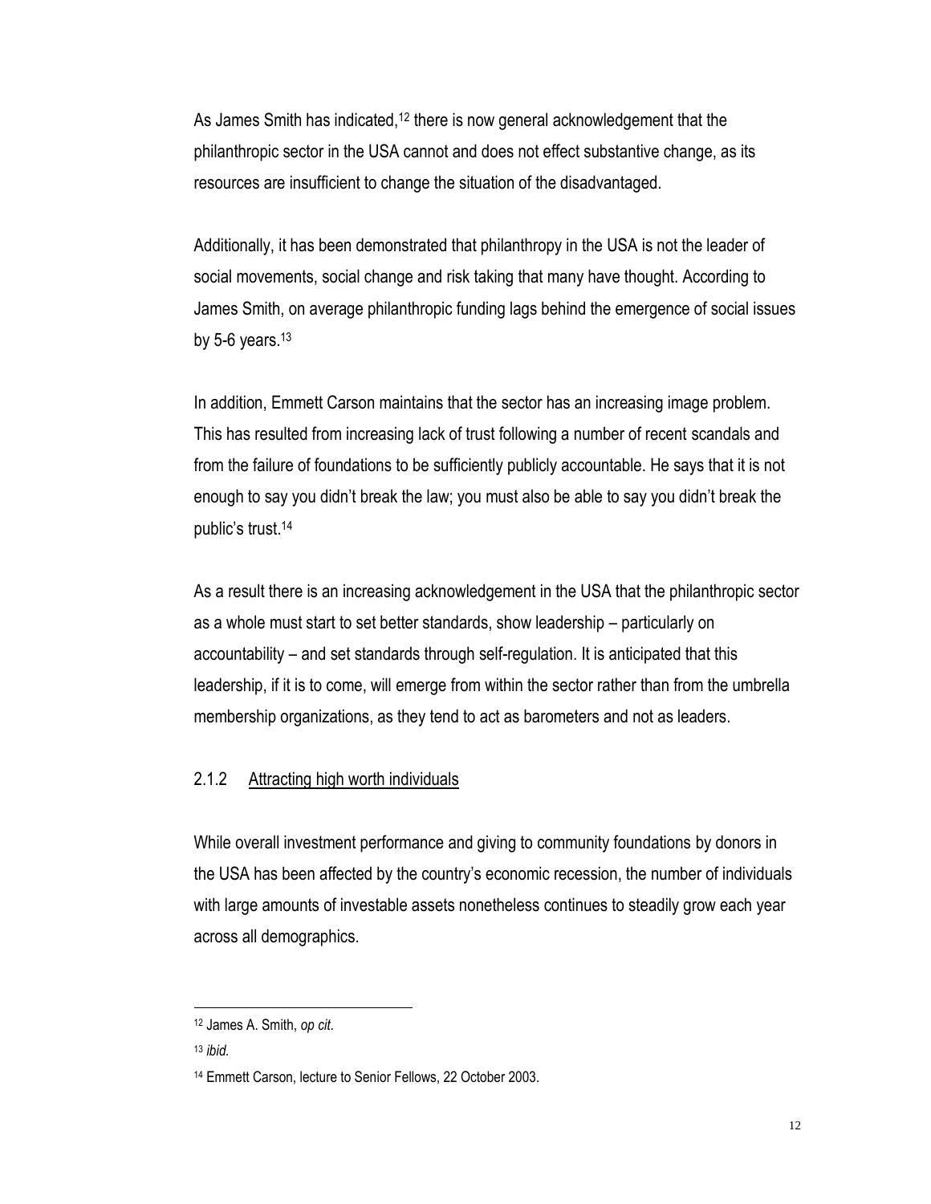As James Smith has indicated,[12] there is now general acknowledgement that the philanthropic sector in the USA cannot and does not effect substantive change, as its resources are insufficient to change the situation of the disadvantaged.

Additionally, it has been demonstrated that philanthropy in the USA is not the leader of social movements, social change and risk taking that many have thought. According to James Smith, on average philanthropic funding lags behind the emergence of social issues by 5-6 years.[13]

In addition, Emmett Carson maintains that the sector has an increasing image problem. This has resulted from increasing lack of trust following a number of recent scandals and from the failure of foundations to be sufficiently publicly accountable. He says that it is not enough to say you didn't break the law; you must also be able to say you didn't break the public's trust.[14]

As a result there is an increasing acknowledgement in the USA that the philanthropic sector as a whole must start to set better standards, show leadership – particularly on accountability – and set standards through self-regulation. It is anticipated that this leadership, if it is to come, will emerge from within the sector rather than from the umbrella membership organizations, as they tend to act as barometers and not as leaders.

### 2.1.2 Attracting high worth individuals

While overall investment performance and giving to community foundations by donors in the USA has been affected by the country's economic recession, the number of individuals with large amounts of investable assets nonetheless continues to steadily grow each year across all demographics.

---

[12] James A. Smith, *op cit*.

[13] *ibid*.

[14] Emmett Carson, lecture to Senior Fellows, 22 October 2003.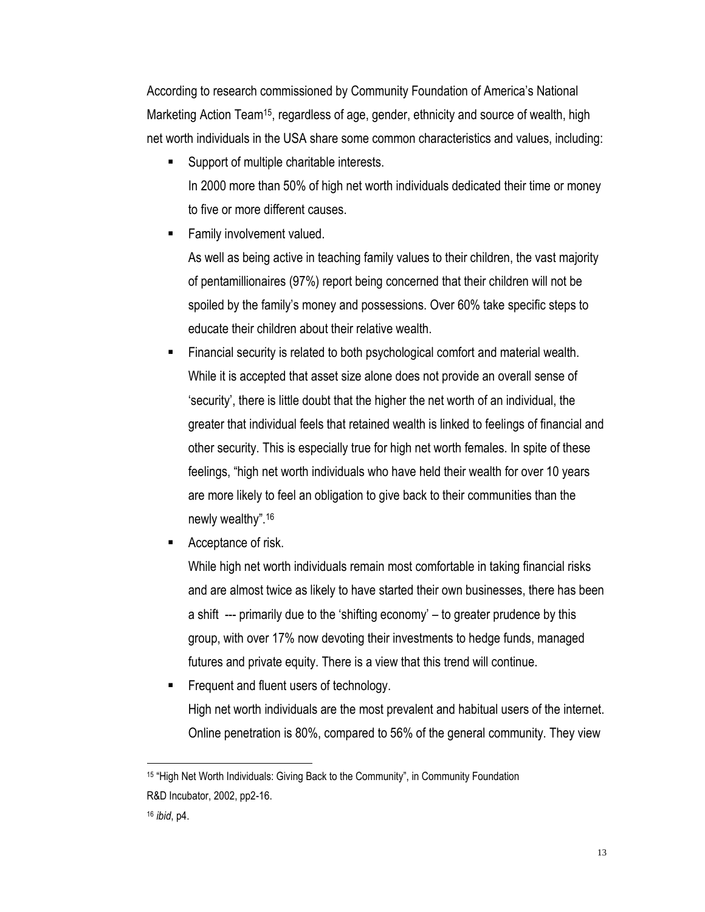According to research commissioned by Community Foundation of America's National Marketing Action Team[15], regardless of age, gender, ethnicity and source of wealth, high net worth individuals in the USA share some common characteristics and values, including:

- Support of multiple charitable interests.
  In 2000 more than 50% of high net worth individuals dedicated their time or money to five or more different causes.
- Family involvement valued.
  As well as being active in teaching family values to their children, the vast majority of pentamillionaires (97%) report being concerned that their children will not be spoiled by the family's money and possessions. Over 60% take specific steps to educate their children about their relative wealth.
- Financial security is related to both psychological comfort and material wealth.
  While it is accepted that asset size alone does not provide an overall sense of 'security', there is little doubt that the higher the net worth of an individual, the greater that individual feels that retained wealth is linked to feelings of financial and other security. This is especially true for high net worth females. In spite of these feelings, "high net worth individuals who have held their wealth for over 10 years are more likely to feel an obligation to give back to their communities than the newly wealthy".[16]
- Acceptance of risk.
  While high net worth individuals remain most comfortable in taking financial risks and are almost twice as likely to have started their own businesses, there has been a shift --- primarily due to the 'shifting economy' – to greater prudence by this group, with over 17% now devoting their investments to hedge funds, managed futures and private equity. There is a view that this trend will continue.
- Frequent and fluent users of technology.
  High net worth individuals are the most prevalent and habitual users of the internet. Online penetration is 80%, compared to 56% of the general community. They view

---

[15] "High Net Worth Individuals: Giving Back to the Community", in Community Foundation R&D Incubator, 2002, pp2-16.

[16] *ibid*, p4.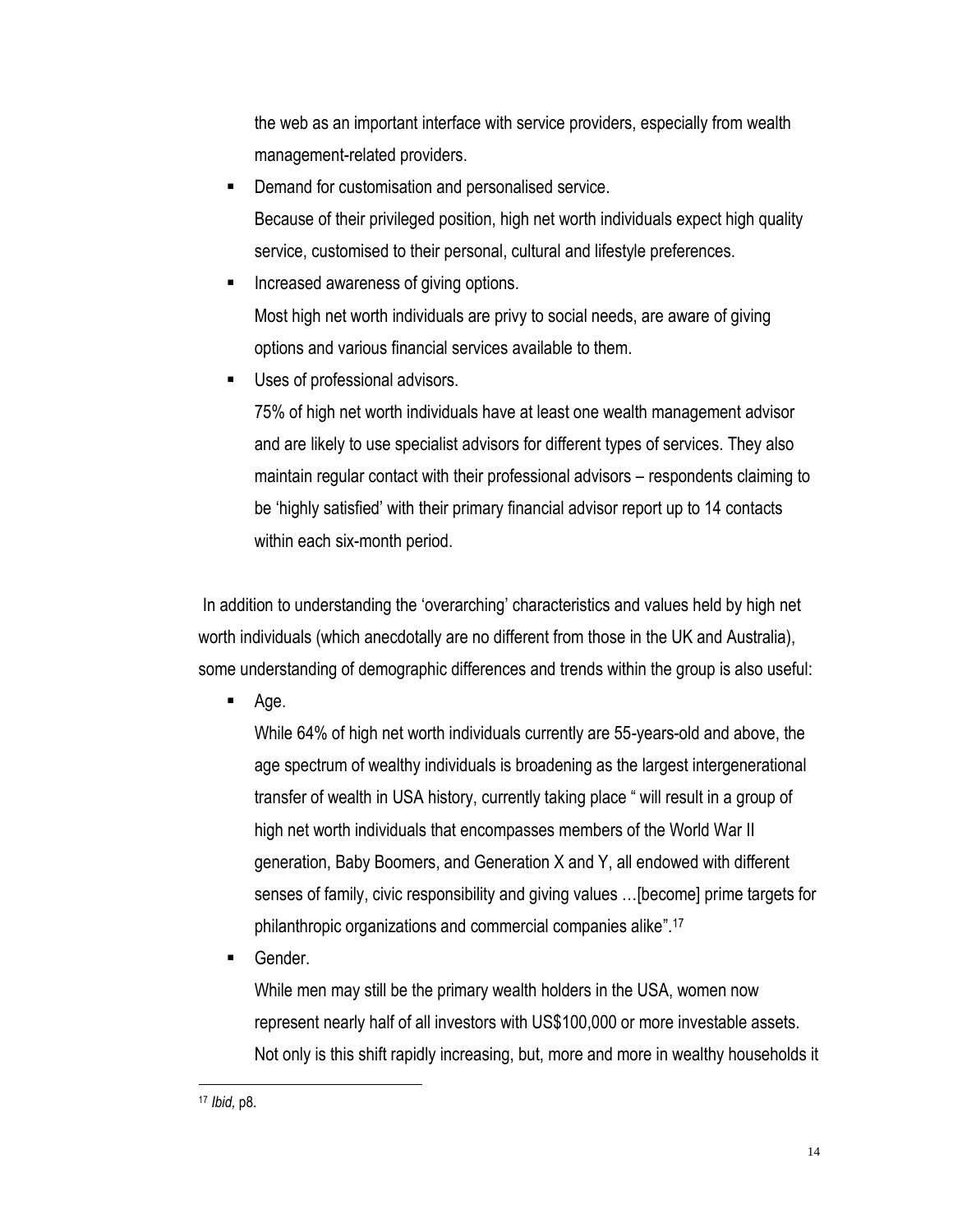the web as an important interface with service providers, especially from wealth management-related providers.

- Demand for customisation and personalised service.
  Because of their privileged position, high net worth individuals expect high quality service, customised to their personal, cultural and lifestyle preferences.
- Increased awareness of giving options.
  Most high net worth individuals are privy to social needs, are aware of giving options and various financial services available to them.
- Uses of professional advisors.
  75% of high net worth individuals have at least one wealth management advisor and are likely to use specialist advisors for different types of services. They also maintain regular contact with their professional advisors – respondents claiming to be 'highly satisfied' with their primary financial advisor report up to 14 contacts within each six-month period.

In addition to understanding the 'overarching' characteristics and values held by high net worth individuals (which anecdotally are no different from those in the UK and Australia), some understanding of demographic differences and trends within the group is also useful:

- Age.
  While 64% of high net worth individuals currently are 55-years-old and above, the age spectrum of wealthy individuals is broadening as the largest intergenerational transfer of wealth in USA history, currently taking place " will result in a group of high net worth individuals that encompasses members of the World War II generation, Baby Boomers, and Generation X and Y, all endowed with different senses of family, civic responsibility and giving values …[become] prime targets for philanthropic organizations and commercial companies alike".[17]
- Gender.
  While men may still be the primary wealth holders in the USA, women now represent nearly half of all investors with US$100,000 or more investable assets. Not only is this shift rapidly increasing, but, more and more in wealthy households it

[17] *Ibid,* p8.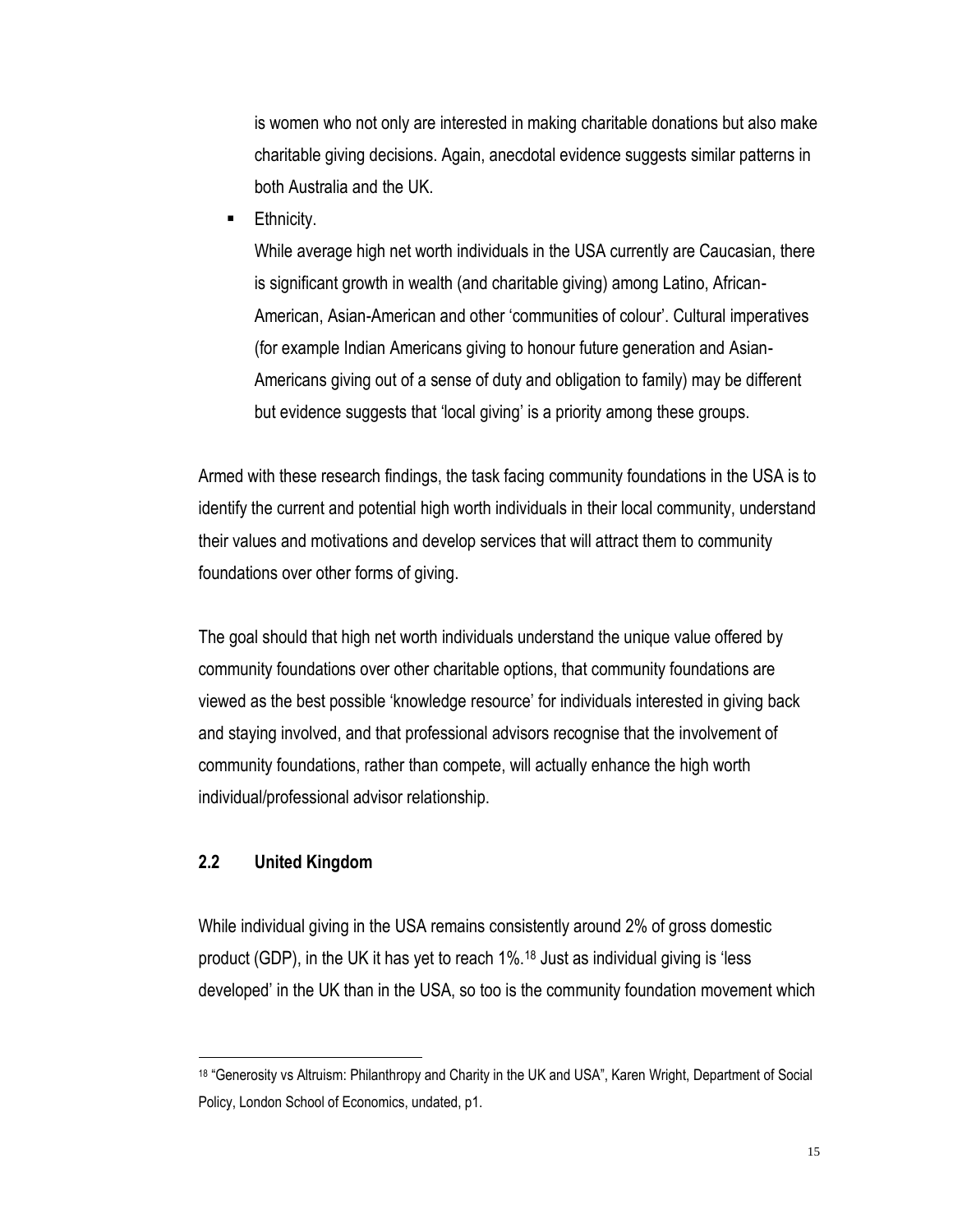is women who not only are interested in making charitable donations but also make charitable giving decisions. Again, anecdotal evidence suggests similar patterns in both Australia and the UK.

- Ethnicity.

  While average high net worth individuals in the USA currently are Caucasian, there is significant growth in wealth (and charitable giving) among Latino, African-American, Asian-American and other 'communities of colour'. Cultural imperatives (for example Indian Americans giving to honour future generation and Asian-Americans giving out of a sense of duty and obligation to family) may be different but evidence suggests that 'local giving' is a priority among these groups.

Armed with these research findings, the task facing community foundations in the USA is to identify the current and potential high worth individuals in their local community, understand their values and motivations and develop services that will attract them to community foundations over other forms of giving.

The goal should that high net worth individuals understand the unique value offered by community foundations over other charitable options, that community foundations are viewed as the best possible 'knowledge resource' for individuals interested in giving back and staying involved, and that professional advisors recognise that the involvement of community foundations, rather than compete, will actually enhance the high worth individual/professional advisor relationship.

## 2.2 United Kingdom

While individual giving in the USA remains consistently around 2% of gross domestic product (GDP), in the UK it has yet to reach 1%.[18] Just as individual giving is 'less developed' in the UK than in the USA, so too is the community foundation movement which

[18] "Generosity vs Altruism: Philanthropy and Charity in the UK and USA", Karen Wright, Department of Social Policy, London School of Economics, undated, p1.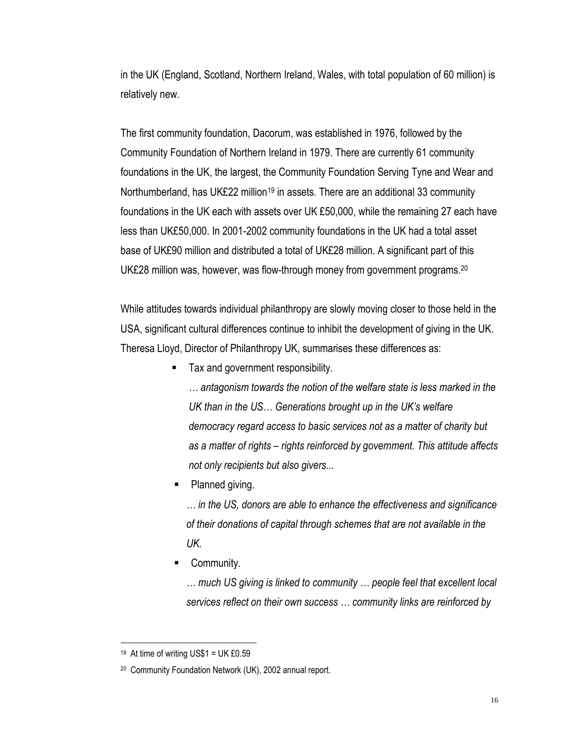in the UK (England, Scotland, Northern Ireland, Wales, with total population of 60 million) is relatively new.

The first community foundation, Dacorum, was established in 1976, followed by the Community Foundation of Northern Ireland in 1979. There are currently 61 community foundations in the UK, the largest, the Community Foundation Serving Tyne and Wear and Northumberland, has UK£22 million[19] in assets. There are an additional 33 community foundations in the UK each with assets over UK £50,000, while the remaining 27 each have less than UK£50,000. In 2001-2002 community foundations in the UK had a total asset base of UK£90 million and distributed a total of UK£28 million. A significant part of this UK£28 million was, however, was flow-through money from government programs.[20]

While attitudes towards individual philanthropy are slowly moving closer to those held in the USA, significant cultural differences continue to inhibit the development of giving in the UK. Theresa Lloyd, Director of Philanthropy UK, summarises these differences as:

- Tax and government responsibility.

  *… antagonism towards the notion of the welfare state is less marked in the UK than in the US… Generations brought up in the UK's welfare democracy regard access to basic services not as a matter of charity but as a matter of rights – rights reinforced by government. This attitude affects not only recipients but also givers...*

- Planned giving.

  *… in the US, donors are able to enhance the effectiveness and significance of their donations of capital through schemes that are not available in the UK.*

- Community.

  *… much US giving is linked to community … people feel that excellent local services reflect on their own success … community links are reinforced by*

---

[19] At time of writing US$1 = UK £0.59

[20] Community Foundation Network (UK), 2002 annual report.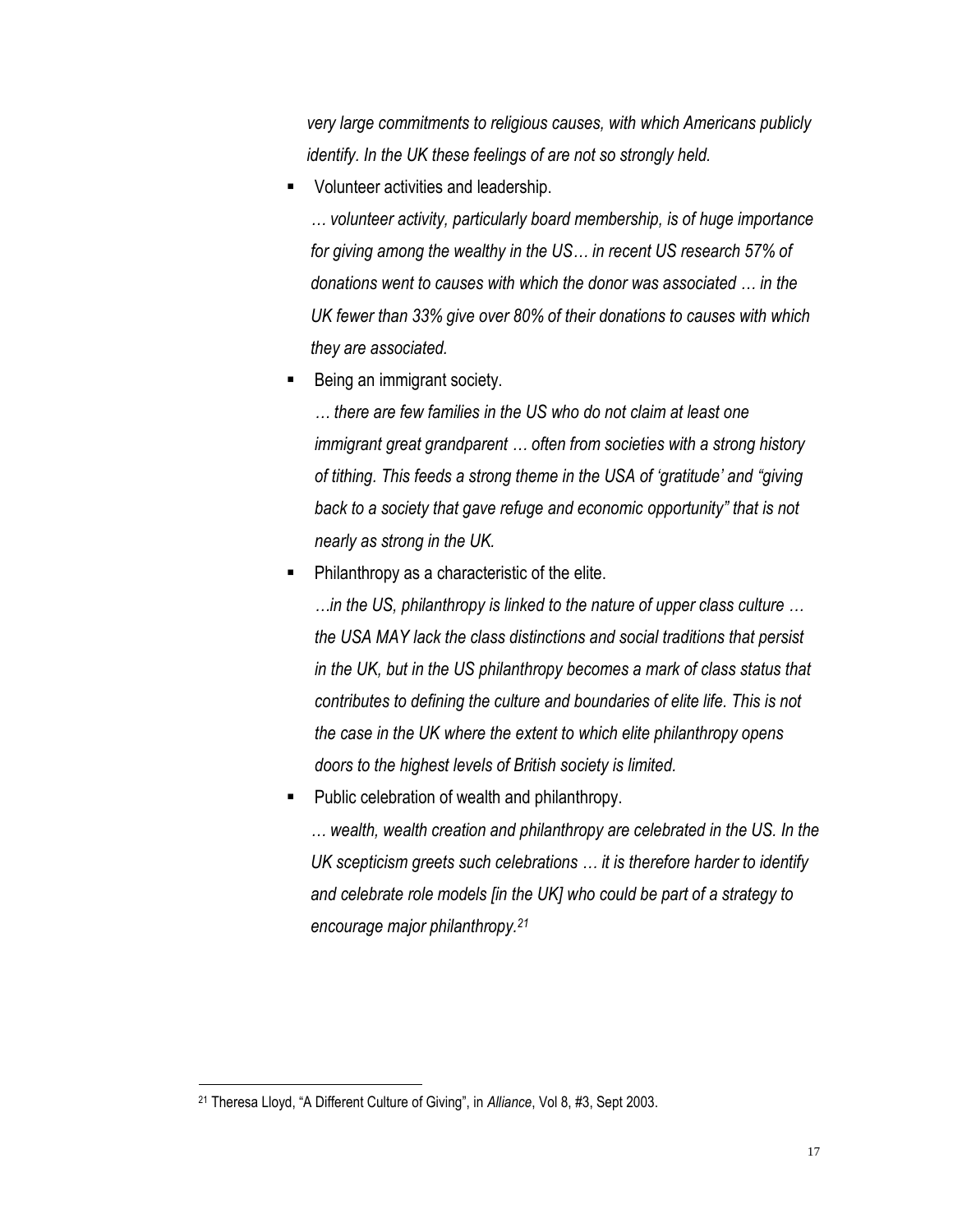*very large commitments to religious causes, with which Americans publicly identify. In the UK these feelings of are not so strongly held.*

- Volunteer activities and leadership.

  *… volunteer activity, particularly board membership, is of huge importance for giving among the wealthy in the US… in recent US research 57% of donations went to causes with which the donor was associated … in the UK fewer than 33% give over 80% of their donations to causes with which they are associated.*

- Being an immigrant society.

  *… there are few families in the US who do not claim at least one immigrant great grandparent … often from societies with a strong history of tithing. This feeds a strong theme in the USA of 'gratitude' and "giving back to a society that gave refuge and economic opportunity" that is not nearly as strong in the UK.*

- Philanthropy as a characteristic of the elite.

  *…in the US, philanthropy is linked to the nature of upper class culture … the USA MAY lack the class distinctions and social traditions that persist in the UK, but in the US philanthropy becomes a mark of class status that contributes to defining the culture and boundaries of elite life. This is not the case in the UK where the extent to which elite philanthropy opens doors to the highest levels of British society is limited.*

- Public celebration of wealth and philanthropy.

  *… wealth, wealth creation and philanthropy are celebrated in the US. In the UK scepticism greets such celebrations … it is therefore harder to identify and celebrate role models [in the UK] who could be part of a strategy to encourage major philanthropy.*[21]

---

[21] Theresa Lloyd, "A Different Culture of Giving", in *Alliance*, Vol 8, #3, Sept 2003.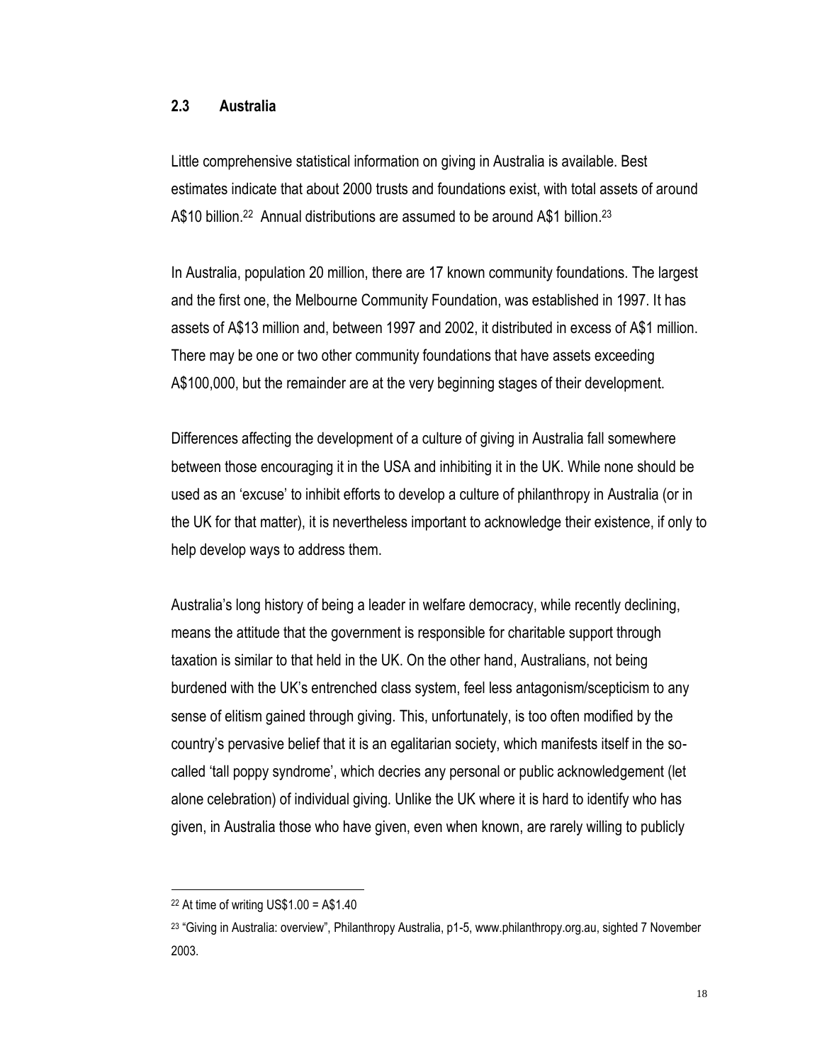## 2.3 Australia

Little comprehensive statistical information on giving in Australia is available. Best estimates indicate that about 2000 trusts and foundations exist, with total assets of around A$10 billion.[22] Annual distributions are assumed to be around A$1 billion.[23]

In Australia, population 20 million, there are 17 known community foundations. The largest and the first one, the Melbourne Community Foundation, was established in 1997. It has assets of A$13 million and, between 1997 and 2002, it distributed in excess of A$1 million. There may be one or two other community foundations that have assets exceeding A$100,000, but the remainder are at the very beginning stages of their development.

Differences affecting the development of a culture of giving in Australia fall somewhere between those encouraging it in the USA and inhibiting it in the UK. While none should be used as an 'excuse' to inhibit efforts to develop a culture of philanthropy in Australia (or in the UK for that matter), it is nevertheless important to acknowledge their existence, if only to help develop ways to address them.

Australia's long history of being a leader in welfare democracy, while recently declining, means the attitude that the government is responsible for charitable support through taxation is similar to that held in the UK. On the other hand, Australians, not being burdened with the UK's entrenched class system, feel less antagonism/scepticism to any sense of elitism gained through giving. This, unfortunately, is too often modified by the country's pervasive belief that it is an egalitarian society, which manifests itself in the so-called 'tall poppy syndrome', which decries any personal or public acknowledgement (let alone celebration) of individual giving. Unlike the UK where it is hard to identify who has given, in Australia those who have given, even when known, are rarely willing to publicly

---

[22] At time of writing US$1.00 = A$1.40

[23] "Giving in Australia: overview", Philanthropy Australia, p1-5, www.philanthropy.org.au, sighted 7 November 2003.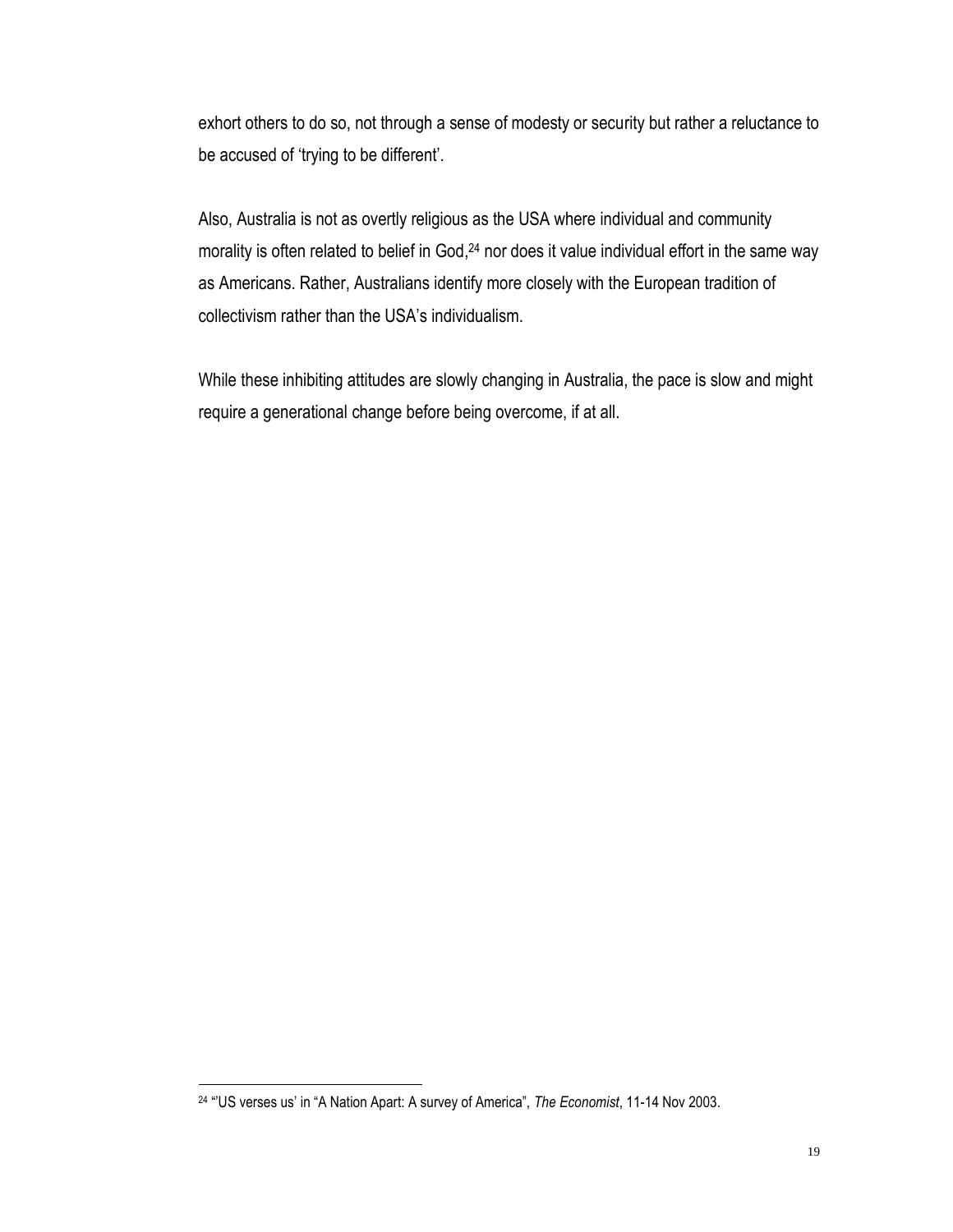exhort others to do so, not through a sense of modesty or security but rather a reluctance to be accused of 'trying to be different'.

Also, Australia is not as overtly religious as the USA where individual and community morality is often related to belief in God,[24] nor does it value individual effort in the same way as Americans. Rather, Australians identify more closely with the European tradition of collectivism rather than the USA's individualism.

While these inhibiting attitudes are slowly changing in Australia, the pace is slow and might require a generational change before being overcome, if at all.

---

[24] "'US verses us' in "A Nation Apart: A survey of America", *The Economist*, 11-14 Nov 2003.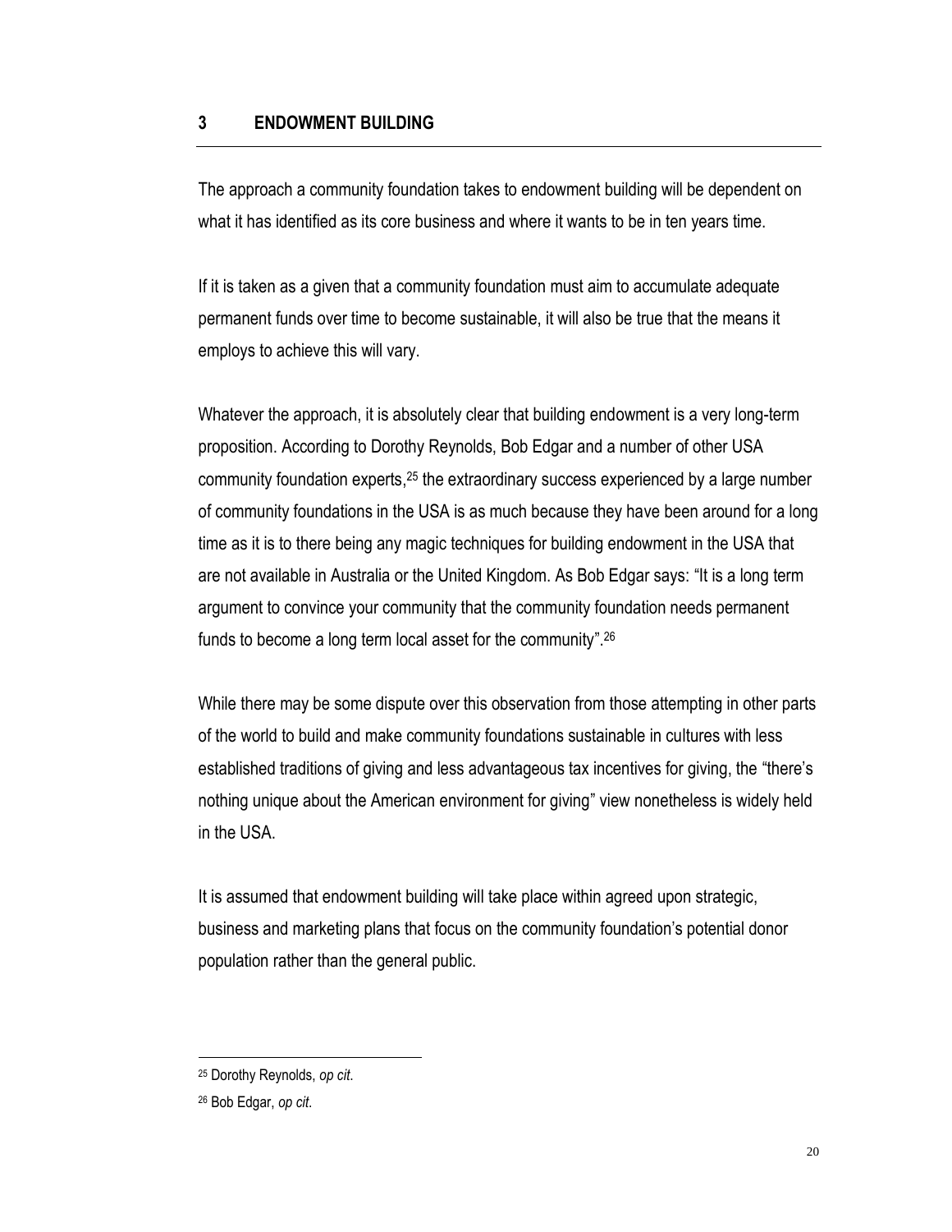## 3 ENDOWMENT BUILDING

The approach a community foundation takes to endowment building will be dependent on what it has identified as its core business and where it wants to be in ten years time.

If it is taken as a given that a community foundation must aim to accumulate adequate permanent funds over time to become sustainable, it will also be true that the means it employs to achieve this will vary.

Whatever the approach, it is absolutely clear that building endowment is a very long-term proposition. According to Dorothy Reynolds, Bob Edgar and a number of other USA community foundation experts,[25] the extraordinary success experienced by a large number of community foundations in the USA is as much because they have been around for a long time as it is to there being any magic techniques for building endowment in the USA that are not available in Australia or the United Kingdom. As Bob Edgar says: "It is a long term argument to convince your community that the community foundation needs permanent funds to become a long term local asset for the community".[26]

While there may be some dispute over this observation from those attempting in other parts of the world to build and make community foundations sustainable in cultures with less established traditions of giving and less advantageous tax incentives for giving, the "there's nothing unique about the American environment for giving" view nonetheless is widely held in the USA.

It is assumed that endowment building will take place within agreed upon strategic, business and marketing plans that focus on the community foundation's potential donor population rather than the general public.

---

[25] Dorothy Reynolds, *op cit*.

[26] Bob Edgar, *op cit*.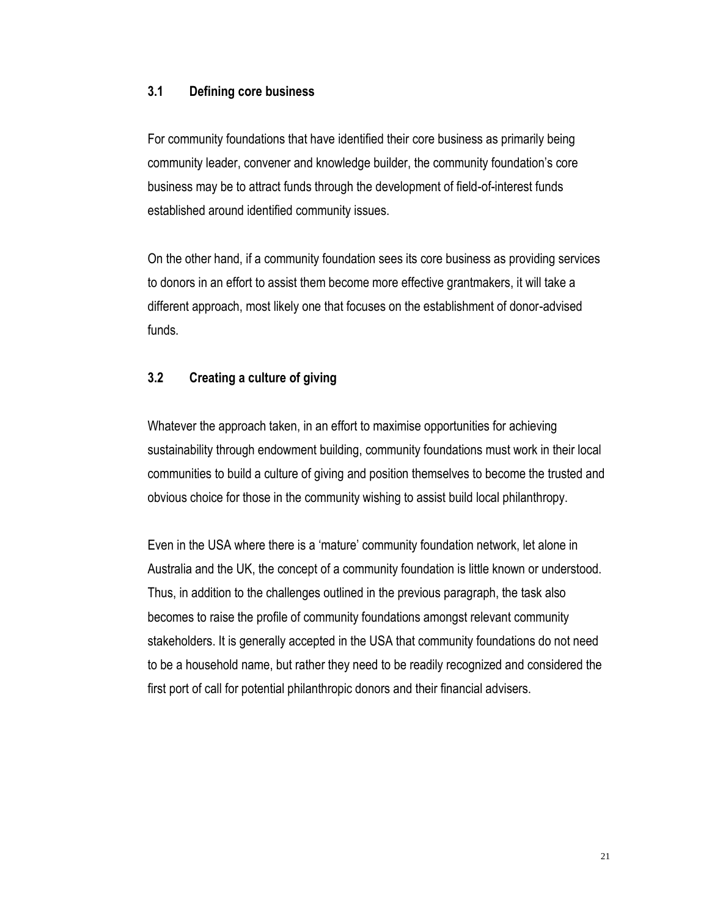### 3.1 Defining core business

For community foundations that have identified their core business as primarily being community leader, convener and knowledge builder, the community foundation's core business may be to attract funds through the development of field-of-interest funds established around identified community issues.

On the other hand, if a community foundation sees its core business as providing services to donors in an effort to assist them become more effective grantmakers, it will take a different approach, most likely one that focuses on the establishment of donor-advised funds.

### 3.2 Creating a culture of giving

Whatever the approach taken, in an effort to maximise opportunities for achieving sustainability through endowment building, community foundations must work in their local communities to build a culture of giving and position themselves to become the trusted and obvious choice for those in the community wishing to assist build local philanthropy.

Even in the USA where there is a 'mature' community foundation network, let alone in Australia and the UK, the concept of a community foundation is little known or understood. Thus, in addition to the challenges outlined in the previous paragraph, the task also becomes to raise the profile of community foundations amongst relevant community stakeholders. It is generally accepted in the USA that community foundations do not need to be a household name, but rather they need to be readily recognized and considered the first port of call for potential philanthropic donors and their financial advisers.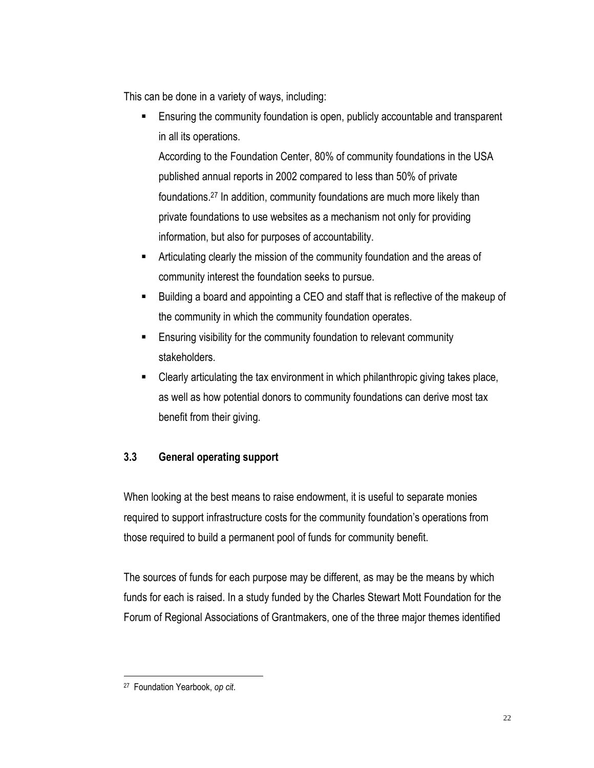This can be done in a variety of ways, including:

- Ensuring the community foundation is open, publicly accountable and transparent in all its operations.

  According to the Foundation Center, 80% of community foundations in the USA published annual reports in 2002 compared to less than 50% of private foundations.[27] In addition, community foundations are much more likely than private foundations to use websites as a mechanism not only for providing information, but also for purposes of accountability.
- Articulating clearly the mission of the community foundation and the areas of community interest the foundation seeks to pursue.
- Building a board and appointing a CEO and staff that is reflective of the makeup of the community in which the community foundation operates.
- Ensuring visibility for the community foundation to relevant community stakeholders.
- Clearly articulating the tax environment in which philanthropic giving takes place, as well as how potential donors to community foundations can derive most tax benefit from their giving.

### 3.3 General operating support

When looking at the best means to raise endowment, it is useful to separate monies required to support infrastructure costs for the community foundation's operations from those required to build a permanent pool of funds for community benefit.

The sources of funds for each purpose may be different, as may be the means by which funds for each is raised. In a study funded by the Charles Stewart Mott Foundation for the Forum of Regional Associations of Grantmakers, one of the three major themes identified

---

[27] Foundation Yearbook, *op cit*.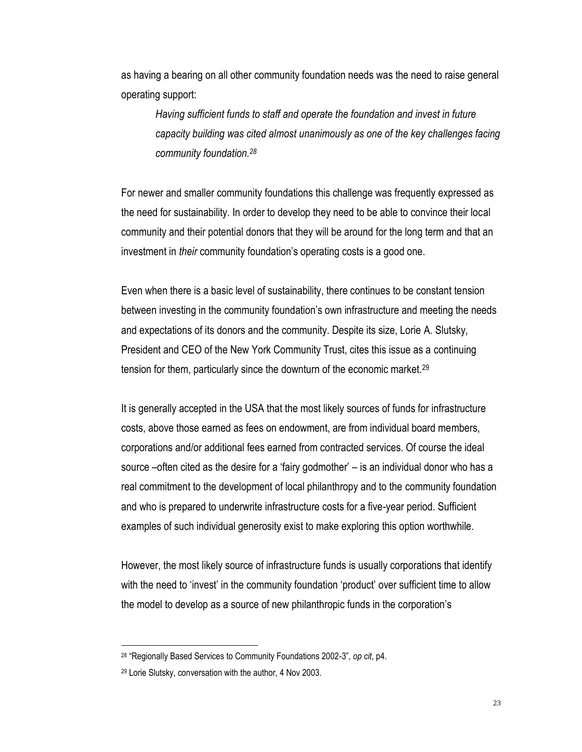as having a bearing on all other community foundation needs was the need to raise general operating support:

> *Having sufficient funds to staff and operate the foundation and invest in future capacity building was cited almost unanimously as one of the key challenges facing community foundation.*[28]

For newer and smaller community foundations this challenge was frequently expressed as the need for sustainability. In order to develop they need to be able to convince their local community and their potential donors that they will be around for the long term and that an investment in *their* community foundation's operating costs is a good one.

Even when there is a basic level of sustainability, there continues to be constant tension between investing in the community foundation's own infrastructure and meeting the needs and expectations of its donors and the community. Despite its size, Lorie A. Slutsky, President and CEO of the New York Community Trust, cites this issue as a continuing tension for them, particularly since the downturn of the economic market.[29]

It is generally accepted in the USA that the most likely sources of funds for infrastructure costs, above those earned as fees on endowment, are from individual board members, corporations and/or additional fees earned from contracted services. Of course the ideal source –often cited as the desire for a 'fairy godmother' – is an individual donor who has a real commitment to the development of local philanthropy and to the community foundation and who is prepared to underwrite infrastructure costs for a five-year period. Sufficient examples of such individual generosity exist to make exploring this option worthwhile.

However, the most likely source of infrastructure funds is usually corporations that identify with the need to 'invest' in the community foundation 'product' over sufficient time to allow the model to develop as a source of new philanthropic funds in the corporation's

---

[28] "Regionally Based Services to Community Foundations 2002-3", *op cit*, p4.

[29] Lorie Slutsky, conversation with the author, 4 Nov 2003.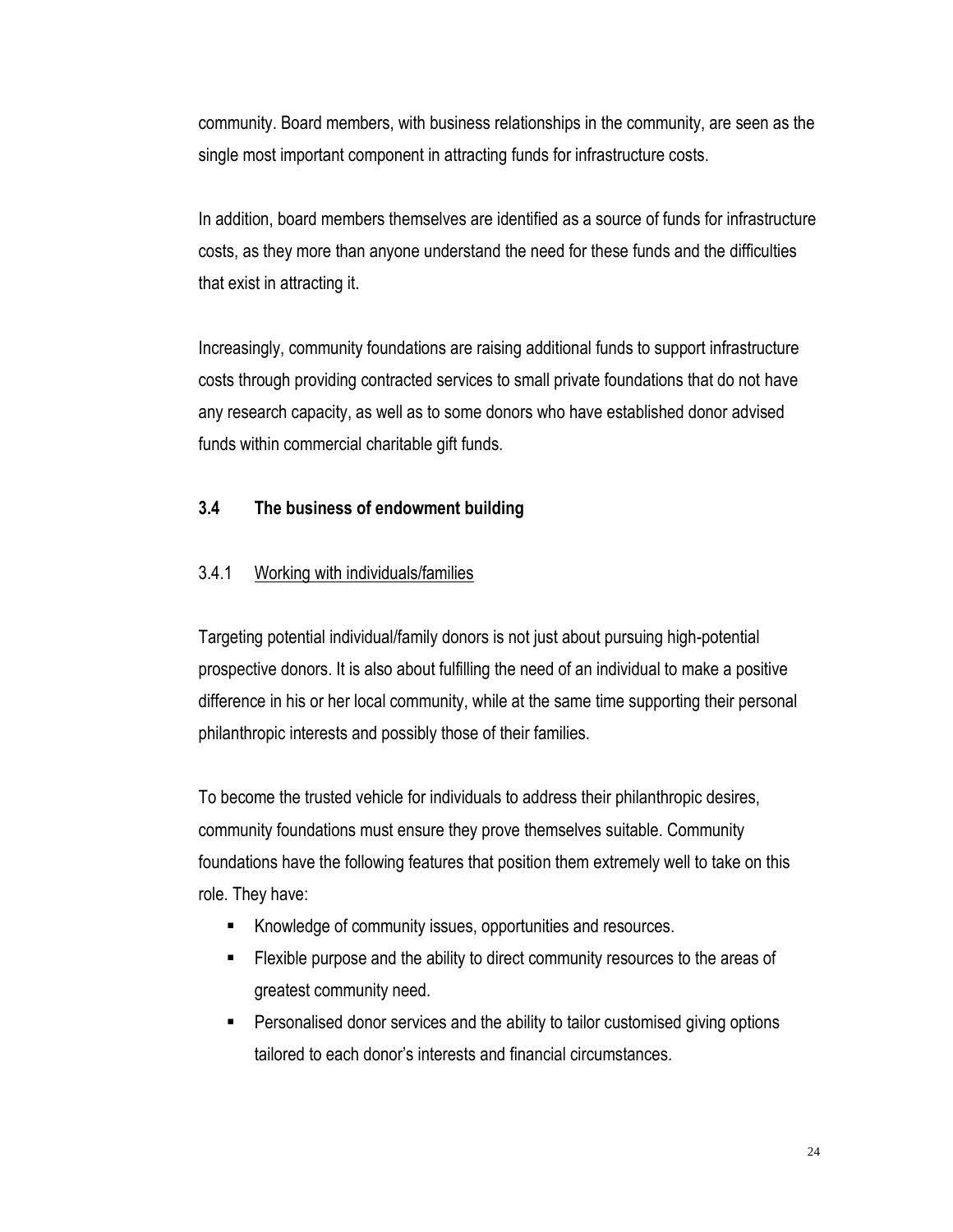community. Board members, with business relationships in the community, are seen as the single most important component in attracting funds for infrastructure costs.

In addition, board members themselves are identified as a source of funds for infrastructure costs, as they more than anyone understand the need for these funds and the difficulties that exist in attracting it.

Increasingly, community foundations are raising additional funds to support infrastructure costs through providing contracted services to small private foundations that do not have any research capacity, as well as to some donors who have established donor advised funds within commercial charitable gift funds.

### 3.4 The business of endowment building

#### 3.4.1 <u>Working with individuals/families</u>

Targeting potential individual/family donors is not just about pursuing high-potential prospective donors. It is also about fulfilling the need of an individual to make a positive difference in his or her local community, while at the same time supporting their personal philanthropic interests and possibly those of their families.

To become the trusted vehicle for individuals to address their philanthropic desires, community foundations must ensure they prove themselves suitable. Community foundations have the following features that position them extremely well to take on this role. They have:

- Knowledge of community issues, opportunities and resources.
- Flexible purpose and the ability to direct community resources to the areas of greatest community need.
- Personalised donor services and the ability to tailor customised giving options tailored to each donor's interests and financial circumstances.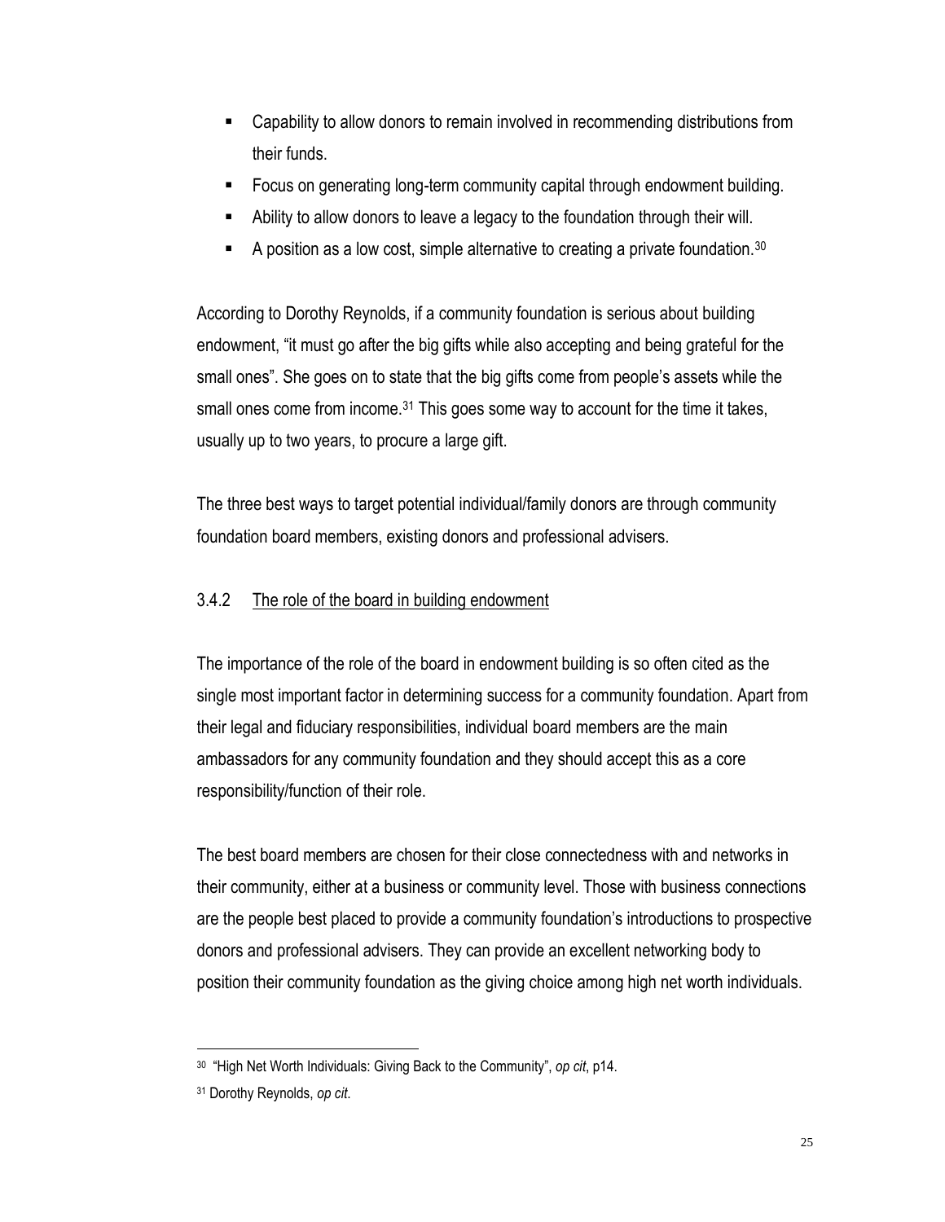- Capability to allow donors to remain involved in recommending distributions from their funds.
- Focus on generating long-term community capital through endowment building.
- Ability to allow donors to leave a legacy to the foundation through their will.
- A position as a low cost, simple alternative to creating a private foundation.[30]

According to Dorothy Reynolds, if a community foundation is serious about building endowment, "it must go after the big gifts while also accepting and being grateful for the small ones". She goes on to state that the big gifts come from people's assets while the small ones come from income.[31] This goes some way to account for the time it takes, usually up to two years, to procure a large gift.

The three best ways to target potential individual/family donors are through community foundation board members, existing donors and professional advisers.

### 3.4.2 The role of the board in building endowment

The importance of the role of the board in endowment building is so often cited as the single most important factor in determining success for a community foundation. Apart from their legal and fiduciary responsibilities, individual board members are the main ambassadors for any community foundation and they should accept this as a core responsibility/function of their role.

The best board members are chosen for their close connectedness with and networks in their community, either at a business or community level. Those with business connections are the people best placed to provide a community foundation's introductions to prospective donors and professional advisers. They can provide an excellent networking body to position their community foundation as the giving choice among high net worth individuals.

---

[30] "High Net Worth Individuals: Giving Back to the Community", *op cit*, p14.

[31] Dorothy Reynolds, *op cit*.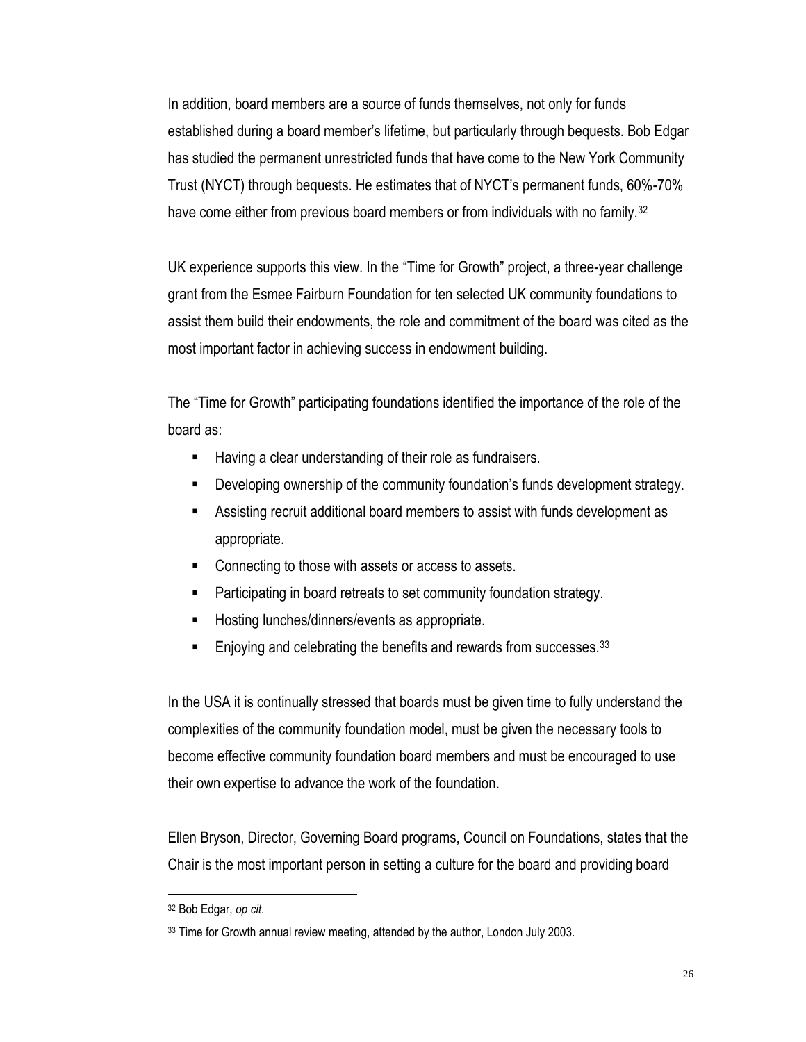In addition, board members are a source of funds themselves, not only for funds established during a board member's lifetime, but particularly through bequests. Bob Edgar has studied the permanent unrestricted funds that have come to the New York Community Trust (NYCT) through bequests. He estimates that of NYCT's permanent funds, 60%-70% have come either from previous board members or from individuals with no family.[32]

UK experience supports this view. In the "Time for Growth" project, a three-year challenge grant from the Esmee Fairburn Foundation for ten selected UK community foundations to assist them build their endowments, the role and commitment of the board was cited as the most important factor in achieving success in endowment building.

The "Time for Growth" participating foundations identified the importance of the role of the board as:

- Having a clear understanding of their role as fundraisers.
- Developing ownership of the community foundation's funds development strategy.
- Assisting recruit additional board members to assist with funds development as appropriate.
- Connecting to those with assets or access to assets.
- Participating in board retreats to set community foundation strategy.
- Hosting lunches/dinners/events as appropriate.
- Enjoying and celebrating the benefits and rewards from successes.[33]

In the USA it is continually stressed that boards must be given time to fully understand the complexities of the community foundation model, must be given the necessary tools to become effective community foundation board members and must be encouraged to use their own expertise to advance the work of the foundation.

Ellen Bryson, Director, Governing Board programs, Council on Foundations, states that the Chair is the most important person in setting a culture for the board and providing board

---

[32] Bob Edgar, *op cit*.

[33] Time for Growth annual review meeting, attended by the author, London July 2003.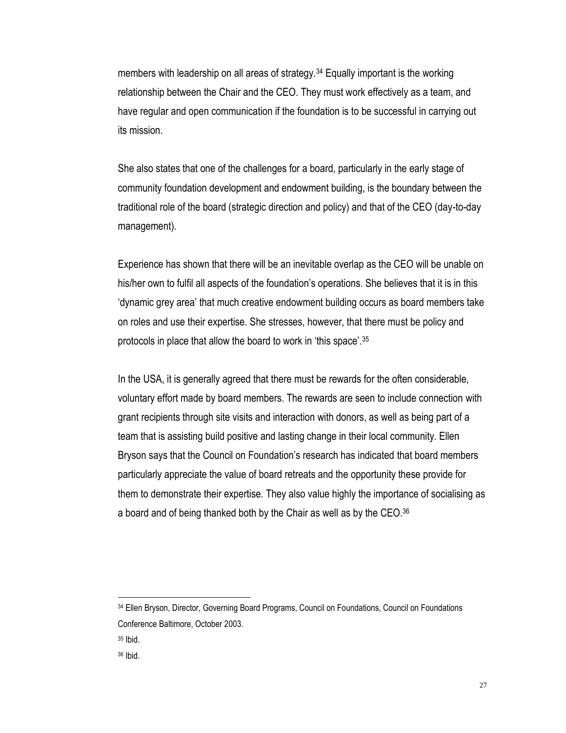members with leadership on all areas of strategy.[34] Equally important is the working relationship between the Chair and the CEO. They must work effectively as a team, and have regular and open communication if the foundation is to be successful in carrying out its mission.

She also states that one of the challenges for a board, particularly in the early stage of community foundation development and endowment building, is the boundary between the traditional role of the board (strategic direction and policy) and that of the CEO (day-to-day management).

Experience has shown that there will be an inevitable overlap as the CEO will be unable on his/her own to fulfil all aspects of the foundation's operations. She believes that it is in this 'dynamic grey area' that much creative endowment building occurs as board members take on roles and use their expertise. She stresses, however, that there must be policy and protocols in place that allow the board to work in 'this space'.[35]

In the USA, it is generally agreed that there must be rewards for the often considerable, voluntary effort made by board members. The rewards are seen to include connection with grant recipients through site visits and interaction with donors, as well as being part of a team that is assisting build positive and lasting change in their local community. Ellen Bryson says that the Council on Foundation's research has indicated that board members particularly appreciate the value of board retreats and the opportunity these provide for them to demonstrate their expertise. They also value highly the importance of socialising as a board and of being thanked both by the Chair as well as by the CEO.[36]

---

[34] Ellen Bryson, Director, Governing Board Programs, Council on Foundations, Council on Foundations Conference Baltimore, October 2003.

[35] Ibid.

[36] Ibid.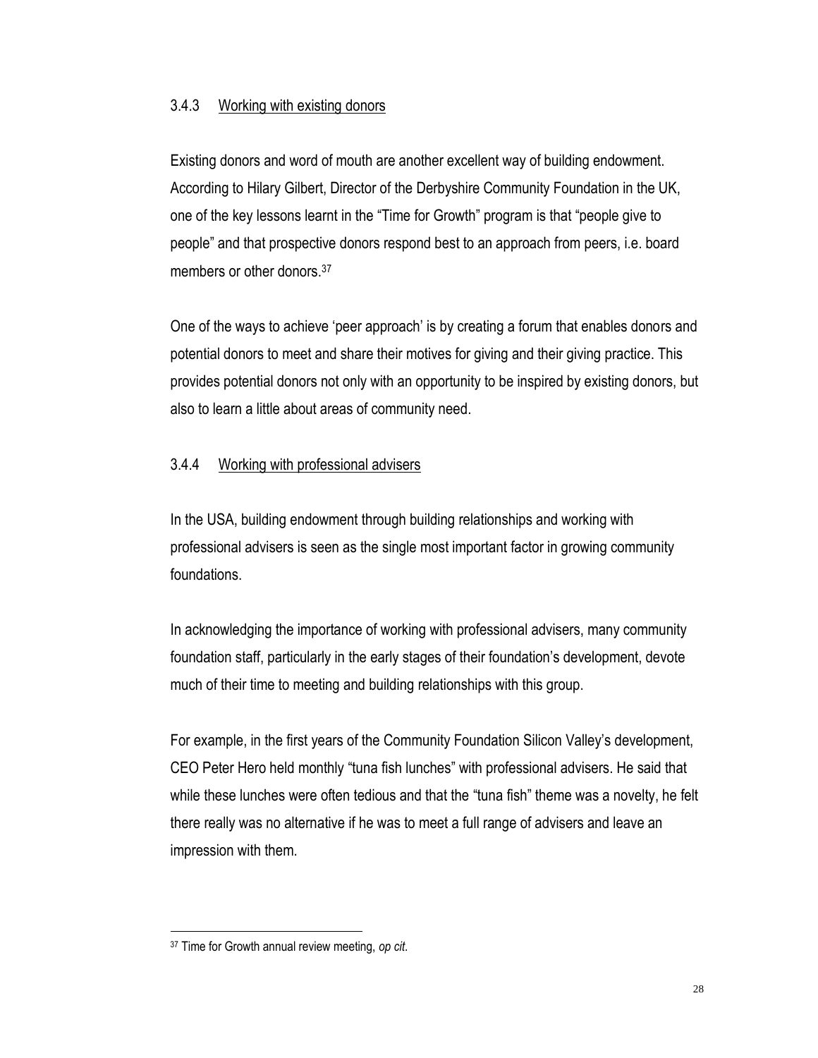### 3.4.3 Working with existing donors

Existing donors and word of mouth are another excellent way of building endowment. According to Hilary Gilbert, Director of the Derbyshire Community Foundation in the UK, one of the key lessons learnt in the "Time for Growth" program is that "people give to people" and that prospective donors respond best to an approach from peers, i.e. board members or other donors.[37]

One of the ways to achieve 'peer approach' is by creating a forum that enables donors and potential donors to meet and share their motives for giving and their giving practice. This provides potential donors not only with an opportunity to be inspired by existing donors, but also to learn a little about areas of community need.

### 3.4.4 Working with professional advisers

In the USA, building endowment through building relationships and working with professional advisers is seen as the single most important factor in growing community foundations.

In acknowledging the importance of working with professional advisers, many community foundation staff, particularly in the early stages of their foundation's development, devote much of their time to meeting and building relationships with this group.

For example, in the first years of the Community Foundation Silicon Valley's development, CEO Peter Hero held monthly "tuna fish lunches" with professional advisers. He said that while these lunches were often tedious and that the "tuna fish" theme was a novelty, he felt there really was no alternative if he was to meet a full range of advisers and leave an impression with them.

---

[37] Time for Growth annual review meeting, *op cit*.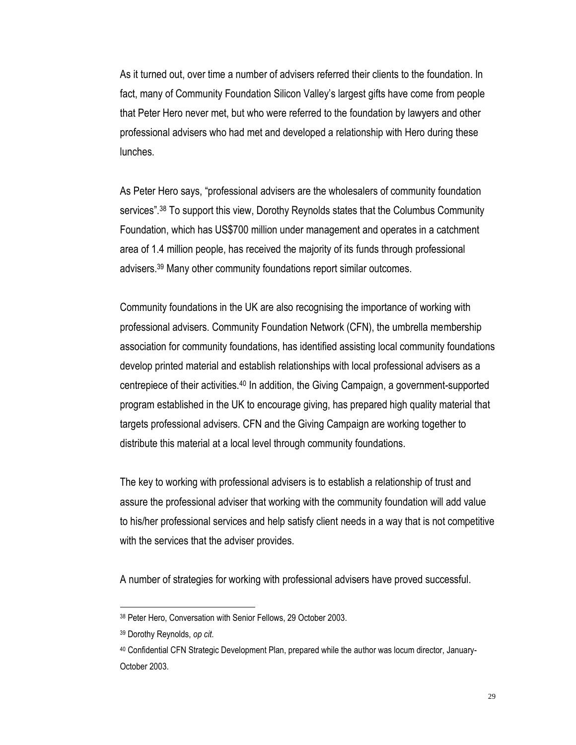As it turned out, over time a number of advisers referred their clients to the foundation. In fact, many of Community Foundation Silicon Valley's largest gifts have come from people that Peter Hero never met, but who were referred to the foundation by lawyers and other professional advisers who had met and developed a relationship with Hero during these lunches.

As Peter Hero says, "professional advisers are the wholesalers of community foundation services".[38] To support this view, Dorothy Reynolds states that the Columbus Community Foundation, which has US$700 million under management and operates in a catchment area of 1.4 million people, has received the majority of its funds through professional advisers.[39] Many other community foundations report similar outcomes.

Community foundations in the UK are also recognising the importance of working with professional advisers. Community Foundation Network (CFN), the umbrella membership association for community foundations, has identified assisting local community foundations develop printed material and establish relationships with local professional advisers as a centrepiece of their activities.[40] In addition, the Giving Campaign, a government-supported program established in the UK to encourage giving, has prepared high quality material that targets professional advisers. CFN and the Giving Campaign are working together to distribute this material at a local level through community foundations.

The key to working with professional advisers is to establish a relationship of trust and assure the professional adviser that working with the community foundation will add value to his/her professional services and help satisfy client needs in a way that is not competitive with the services that the adviser provides.

A number of strategies for working with professional advisers have proved successful.

---

[38] Peter Hero, Conversation with Senior Fellows, 29 October 2003.

[39] Dorothy Reynolds, *op cit*.

[40] Confidential CFN Strategic Development Plan, prepared while the author was locum director, January-October 2003.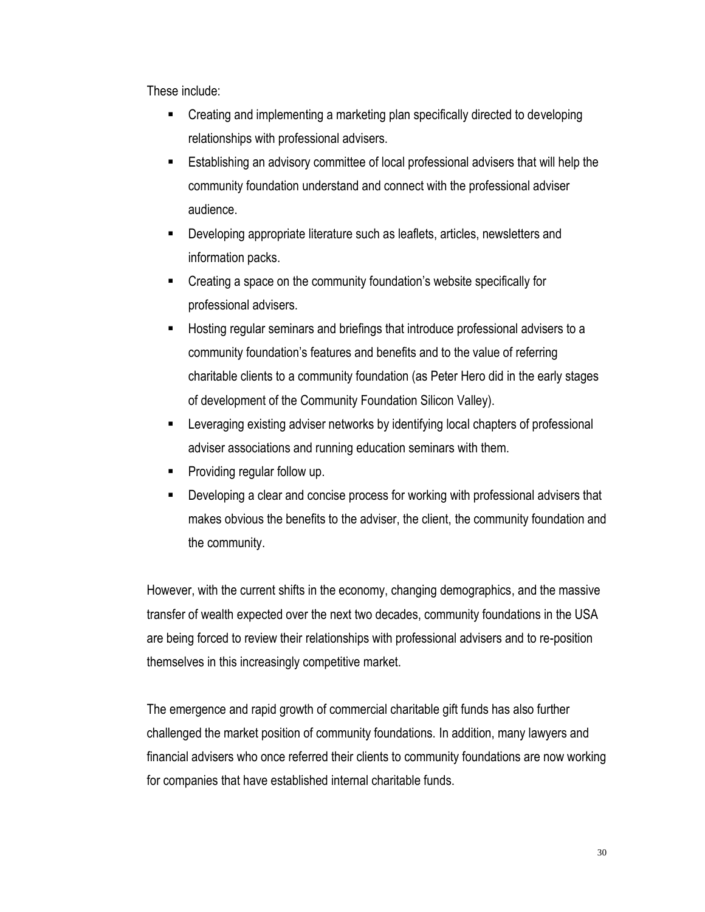These include:

- Creating and implementing a marketing plan specifically directed to developing relationships with professional advisers.
- Establishing an advisory committee of local professional advisers that will help the community foundation understand and connect with the professional adviser audience.
- Developing appropriate literature such as leaflets, articles, newsletters and information packs.
- Creating a space on the community foundation's website specifically for professional advisers.
- Hosting regular seminars and briefings that introduce professional advisers to a community foundation's features and benefits and to the value of referring charitable clients to a community foundation (as Peter Hero did in the early stages of development of the Community Foundation Silicon Valley).
- Leveraging existing adviser networks by identifying local chapters of professional adviser associations and running education seminars with them.
- Providing regular follow up.
- Developing a clear and concise process for working with professional advisers that makes obvious the benefits to the adviser, the client, the community foundation and the community.

However, with the current shifts in the economy, changing demographics, and the massive transfer of wealth expected over the next two decades, community foundations in the USA are being forced to review their relationships with professional advisers and to re-position themselves in this increasingly competitive market.

The emergence and rapid growth of commercial charitable gift funds has also further challenged the market position of community foundations. In addition, many lawyers and financial advisers who once referred their clients to community foundations are now working for companies that have established internal charitable funds.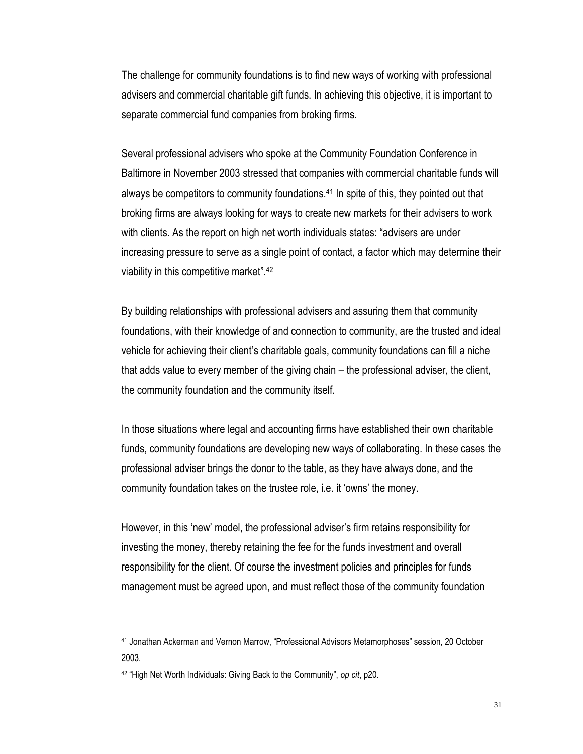The challenge for community foundations is to find new ways of working with professional advisers and commercial charitable gift funds. In achieving this objective, it is important to separate commercial fund companies from broking firms.

Several professional advisers who spoke at the Community Foundation Conference in Baltimore in November 2003 stressed that companies with commercial charitable funds will always be competitors to community foundations.[41] In spite of this, they pointed out that broking firms are always looking for ways to create new markets for their advisers to work with clients. As the report on high net worth individuals states: "advisers are under increasing pressure to serve as a single point of contact, a factor which may determine their viability in this competitive market".[42]

By building relationships with professional advisers and assuring them that community foundations, with their knowledge of and connection to community, are the trusted and ideal vehicle for achieving their client's charitable goals, community foundations can fill a niche that adds value to every member of the giving chain – the professional adviser, the client, the community foundation and the community itself.

In those situations where legal and accounting firms have established their own charitable funds, community foundations are developing new ways of collaborating. In these cases the professional adviser brings the donor to the table, as they have always done, and the community foundation takes on the trustee role, i.e. it 'owns' the money.

However, in this 'new' model, the professional adviser's firm retains responsibility for investing the money, thereby retaining the fee for the funds investment and overall responsibility for the client. Of course the investment policies and principles for funds management must be agreed upon, and must reflect those of the community foundation

---

[41] Jonathan Ackerman and Vernon Marrow, "Professional Advisors Metamorphoses" session, 20 October 2003.

[42] "High Net Worth Individuals: Giving Back to the Community", *op cit*, p20.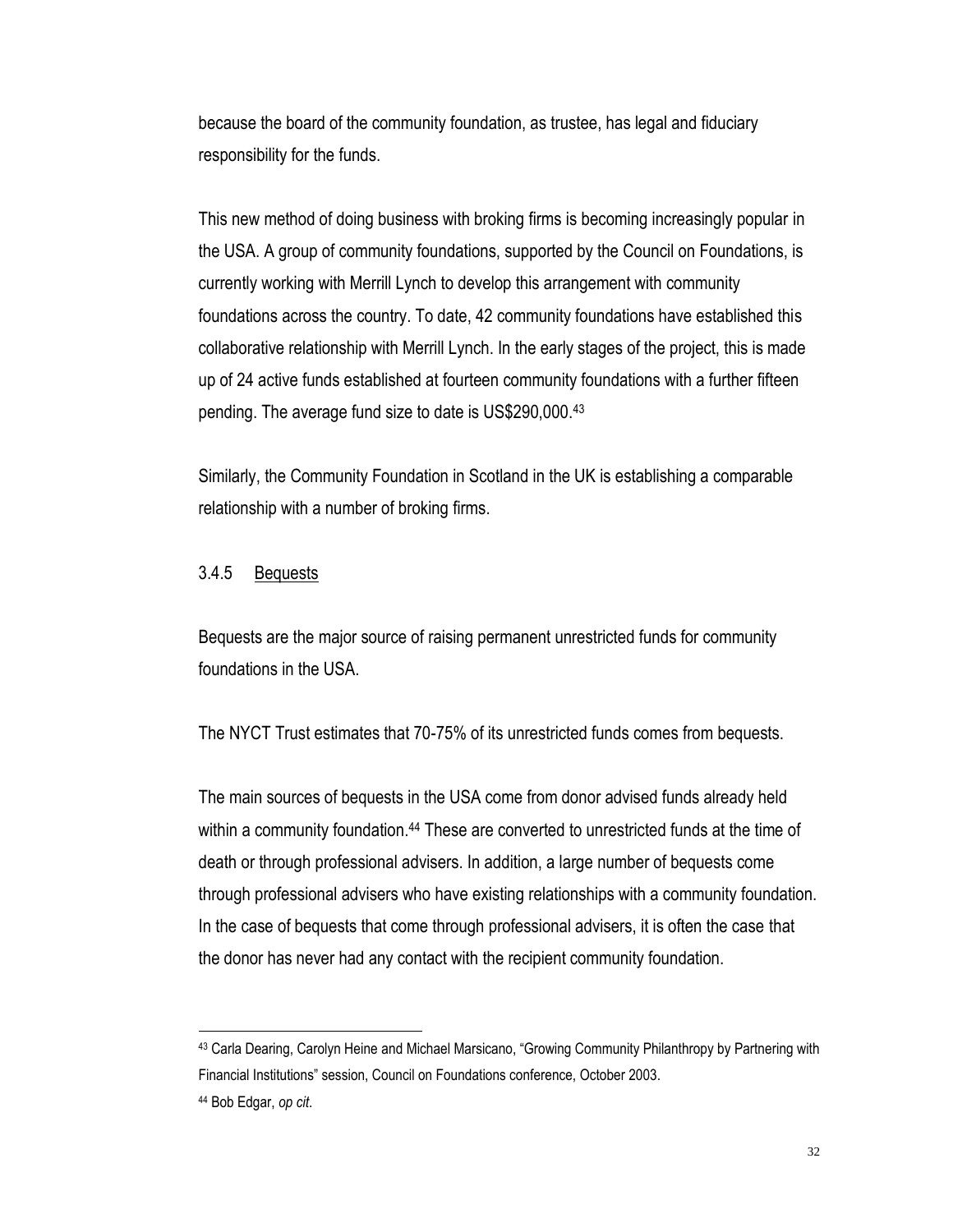because the board of the community foundation, as trustee, has legal and fiduciary responsibility for the funds.

This new method of doing business with broking firms is becoming increasingly popular in the USA. A group of community foundations, supported by the Council on Foundations, is currently working with Merrill Lynch to develop this arrangement with community foundations across the country. To date, 42 community foundations have established this collaborative relationship with Merrill Lynch. In the early stages of the project, this is made up of 24 active funds established at fourteen community foundations with a further fifteen pending. The average fund size to date is US$290,000.[43]

Similarly, the Community Foundation in Scotland in the UK is establishing a comparable relationship with a number of broking firms.

### 3.4.5 Bequests

Bequests are the major source of raising permanent unrestricted funds for community foundations in the USA.

The NYCT Trust estimates that 70-75% of its unrestricted funds comes from bequests.

The main sources of bequests in the USA come from donor advised funds already held within a community foundation.[44] These are converted to unrestricted funds at the time of death or through professional advisers. In addition, a large number of bequests come through professional advisers who have existing relationships with a community foundation. In the case of bequests that come through professional advisers, it is often the case that the donor has never had any contact with the recipient community foundation.

---

[43] Carla Dearing, Carolyn Heine and Michael Marsicano, "Growing Community Philanthropy by Partnering with Financial Institutions" session, Council on Foundations conference, October 2003.

[44] Bob Edgar, *op cit*.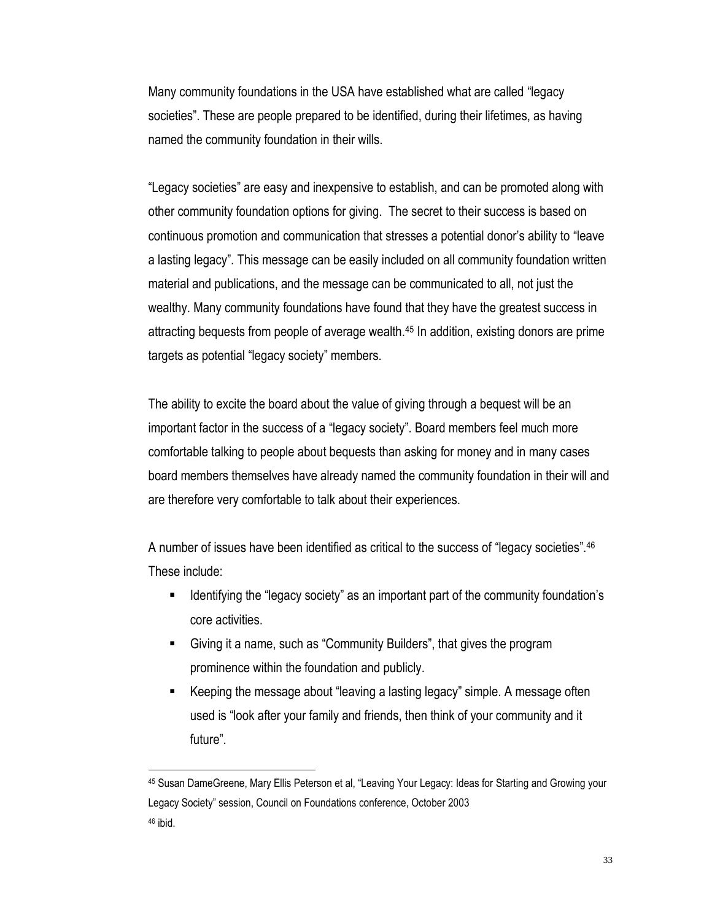Many community foundations in the USA have established what are called "legacy societies". These are people prepared to be identified, during their lifetimes, as having named the community foundation in their wills.

"Legacy societies" are easy and inexpensive to establish, and can be promoted along with other community foundation options for giving. The secret to their success is based on continuous promotion and communication that stresses a potential donor's ability to "leave a lasting legacy". This message can be easily included on all community foundation written material and publications, and the message can be communicated to all, not just the wealthy. Many community foundations have found that they have the greatest success in attracting bequests from people of average wealth.[45] In addition, existing donors are prime targets as potential "legacy society" members.

The ability to excite the board about the value of giving through a bequest will be an important factor in the success of a "legacy society". Board members feel much more comfortable talking to people about bequests than asking for money and in many cases board members themselves have already named the community foundation in their will and are therefore very comfortable to talk about their experiences.

A number of issues have been identified as critical to the success of "legacy societies".[46] These include:

- Identifying the "legacy society" as an important part of the community foundation's core activities.
- Giving it a name, such as "Community Builders", that gives the program prominence within the foundation and publicly.
- Keeping the message about "leaving a lasting legacy" simple. A message often used is "look after your family and friends, then think of your community and it future".

---

[45] Susan DameGreene, Mary Ellis Peterson et al, "Leaving Your Legacy: Ideas for Starting and Growing your Legacy Society" session, Council on Foundations conference, October 2003

[46] ibid.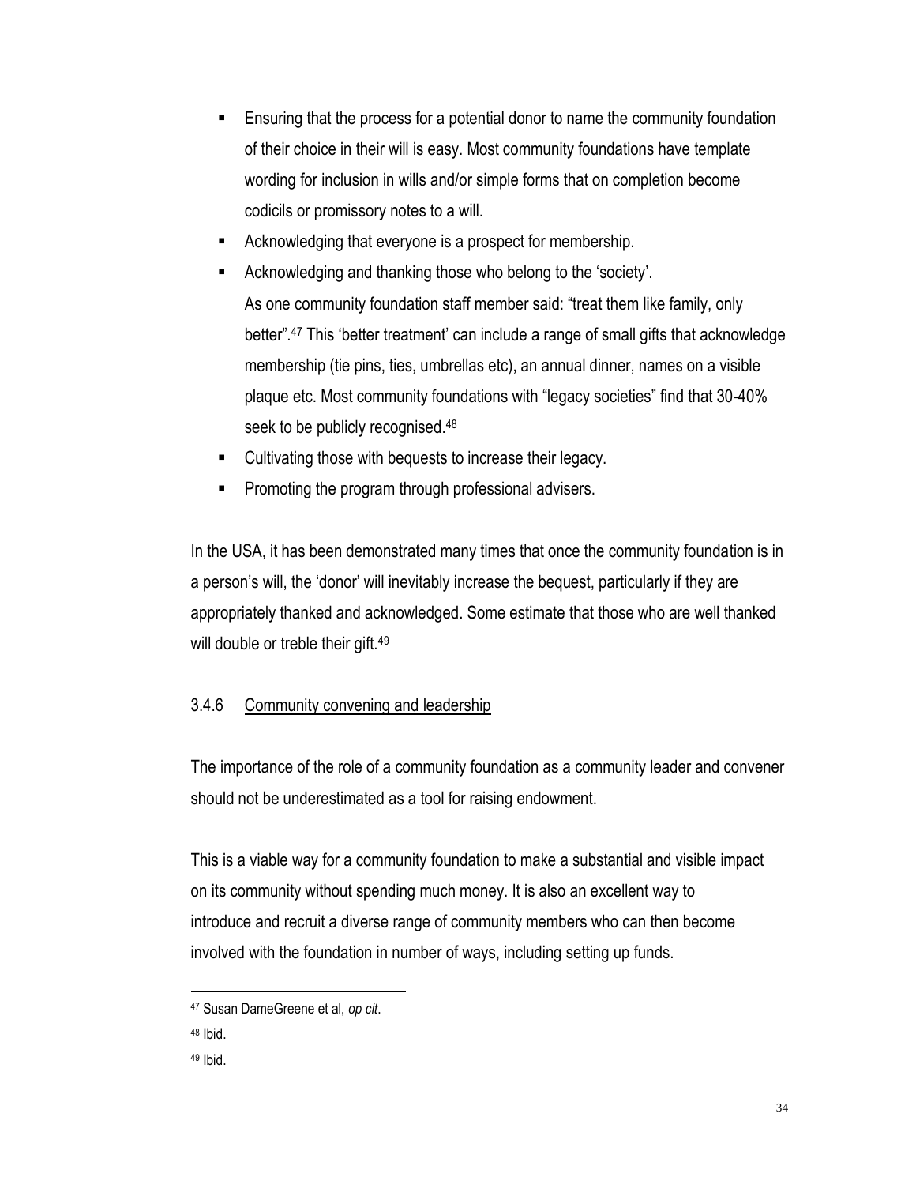- Ensuring that the process for a potential donor to name the community foundation of their choice in their will is easy. Most community foundations have template wording for inclusion in wills and/or simple forms that on completion become codicils or promissory notes to a will.
- Acknowledging that everyone is a prospect for membership.
- Acknowledging and thanking those who belong to the 'society'.
  As one community foundation staff member said: "treat them like family, only better".[47] This 'better treatment' can include a range of small gifts that acknowledge membership (tie pins, ties, umbrellas etc), an annual dinner, names on a visible plaque etc. Most community foundations with "legacy societies" find that 30-40% seek to be publicly recognised.[48]
- Cultivating those with bequests to increase their legacy.
- Promoting the program through professional advisers.

In the USA, it has been demonstrated many times that once the community foundation is in a person's will, the 'donor' will inevitably increase the bequest, particularly if they are appropriately thanked and acknowledged. Some estimate that those who are well thanked will double or treble their gift.[49]

### 3.4.6 Community convening and leadership

The importance of the role of a community foundation as a community leader and convener should not be underestimated as a tool for raising endowment.

This is a viable way for a community foundation to make a substantial and visible impact on its community without spending much money. It is also an excellent way to introduce and recruit a diverse range of community members who can then become involved with the foundation in number of ways, including setting up funds.

---

[47] Susan DameGreene et al, *op cit*.

[48] Ibid.

[49] Ibid.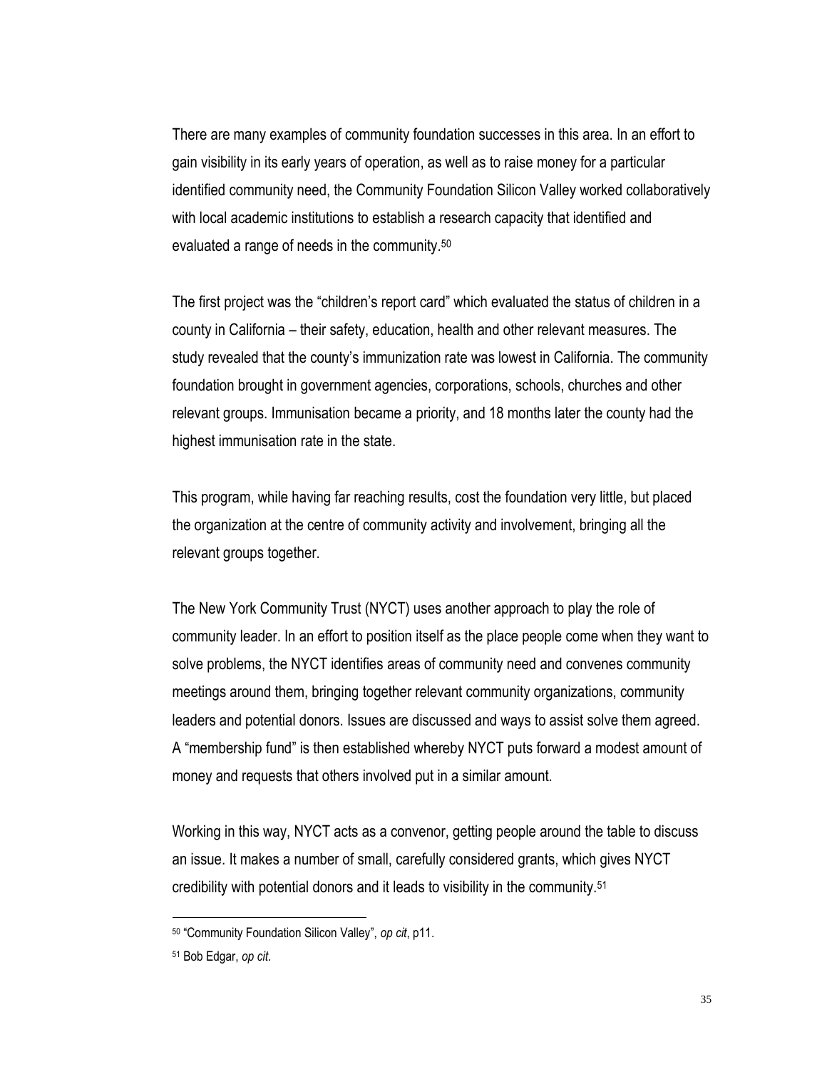There are many examples of community foundation successes in this area. In an effort to gain visibility in its early years of operation, as well as to raise money for a particular identified community need, the Community Foundation Silicon Valley worked collaboratively with local academic institutions to establish a research capacity that identified and evaluated a range of needs in the community.[50]

The first project was the "children's report card" which evaluated the status of children in a county in California – their safety, education, health and other relevant measures. The study revealed that the county's immunization rate was lowest in California. The community foundation brought in government agencies, corporations, schools, churches and other relevant groups. Immunisation became a priority, and 18 months later the county had the highest immunisation rate in the state.

This program, while having far reaching results, cost the foundation very little, but placed the organization at the centre of community activity and involvement, bringing all the relevant groups together.

The New York Community Trust (NYCT) uses another approach to play the role of community leader. In an effort to position itself as the place people come when they want to solve problems, the NYCT identifies areas of community need and convenes community meetings around them, bringing together relevant community organizations, community leaders and potential donors. Issues are discussed and ways to assist solve them agreed. A "membership fund" is then established whereby NYCT puts forward a modest amount of money and requests that others involved put in a similar amount.

Working in this way, NYCT acts as a convenor, getting people around the table to discuss an issue. It makes a number of small, carefully considered grants, which gives NYCT credibility with potential donors and it leads to visibility in the community.[51]

---

[50] "Community Foundation Silicon Valley", *op cit*, p11.

[51] Bob Edgar, *op cit*.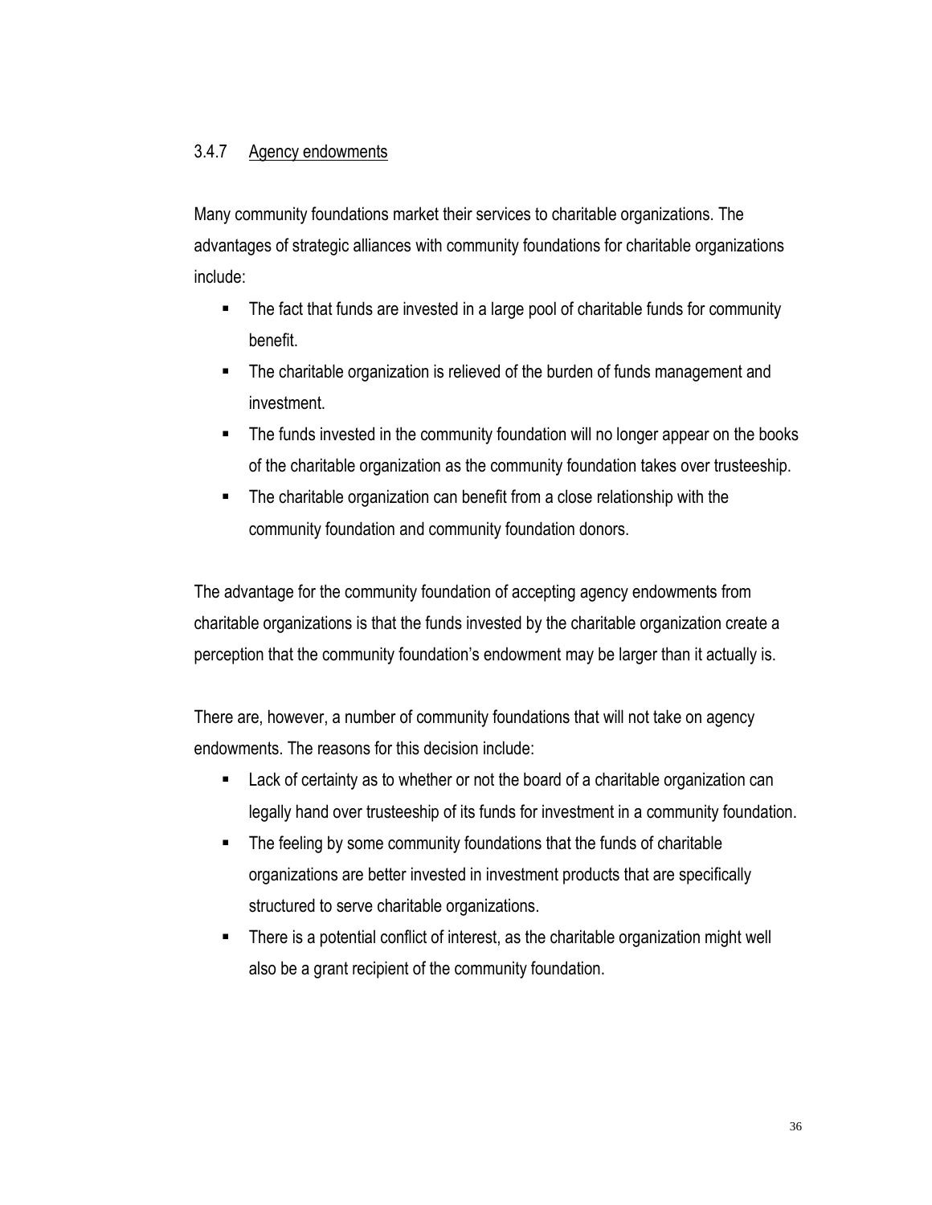### 3.4.7 Agency endowments

Many community foundations market their services to charitable organizations. The advantages of strategic alliances with community foundations for charitable organizations include:

- The fact that funds are invested in a large pool of charitable funds for community benefit.
- The charitable organization is relieved of the burden of funds management and investment.
- The funds invested in the community foundation will no longer appear on the books of the charitable organization as the community foundation takes over trusteeship.
- The charitable organization can benefit from a close relationship with the community foundation and community foundation donors.

The advantage for the community foundation of accepting agency endowments from charitable organizations is that the funds invested by the charitable organization create a perception that the community foundation's endowment may be larger than it actually is.

There are, however, a number of community foundations that will not take on agency endowments. The reasons for this decision include:

- Lack of certainty as to whether or not the board of a charitable organization can legally hand over trusteeship of its funds for investment in a community foundation.
- The feeling by some community foundations that the funds of charitable organizations are better invested in investment products that are specifically structured to serve charitable organizations.
- There is a potential conflict of interest, as the charitable organization might well also be a grant recipient of the community foundation.